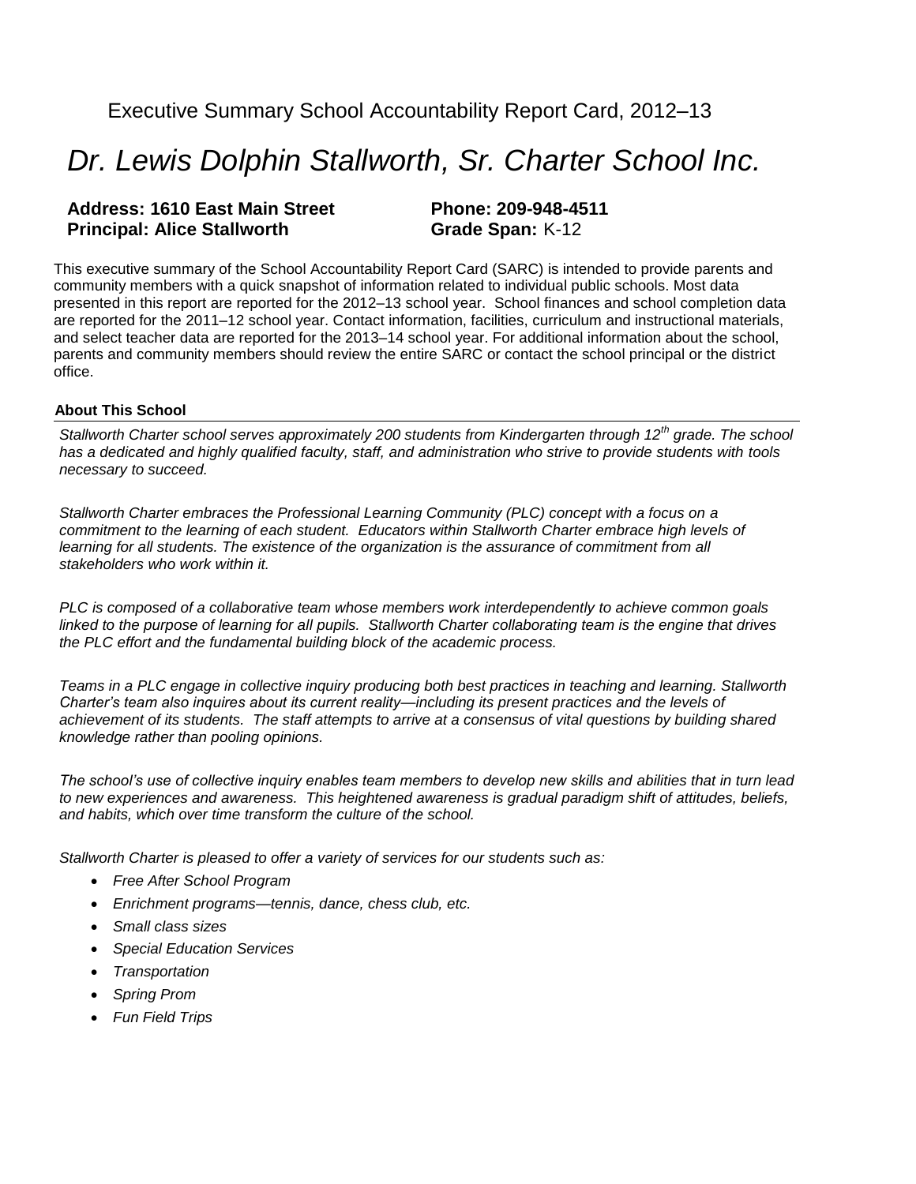Executive Summary School Accountability Report Card, 2012–13

# *Dr. Lewis Dolphin Stallworth, Sr. Charter School Inc.*

**Address: 1610 East Main Street**
**Principal: Alice Stallworth**

**Phone: 209-948-4511**
**Grade Span:** K-12

This executive summary of the School Accountability Report Card (SARC) is intended to provide parents and community members with a quick snapshot of information related to individual public schools. Most data presented in this report are reported for the 2012–13 school year. School finances and school completion data are reported for the 2011–12 school year. Contact information, facilities, curriculum and instructional materials, and select teacher data are reported for the 2013–14 school year. For additional information about the school, parents and community members should review the entire SARC or contact the school principal or the district office.

### About This School

*Stallworth Charter school serves approximately 200 students from Kindergarten through 12th grade. The school has a dedicated and highly qualified faculty, staff, and administration who strive to provide students with tools necessary to succeed.*

*Stallworth Charter embraces the Professional Learning Community (PLC) concept with a focus on a commitment to the learning of each student. Educators within Stallworth Charter embrace high levels of learning for all students. The existence of the organization is the assurance of commitment from all stakeholders who work within it.*

*PLC is composed of a collaborative team whose members work interdependently to achieve common goals linked to the purpose of learning for all pupils. Stallworth Charter collaborating team is the engine that drives the PLC effort and the fundamental building block of the academic process.*

*Teams in a PLC engage in collective inquiry producing both best practices in teaching and learning. Stallworth Charter's team also inquires about its current reality—including its present practices and the levels of achievement of its students. The staff attempts to arrive at a consensus of vital questions by building shared knowledge rather than pooling opinions.*

*The school's use of collective inquiry enables team members to develop new skills and abilities that in turn lead to new experiences and awareness. This heightened awareness is gradual paradigm shift of attitudes, beliefs, and habits, which over time transform the culture of the school.*

*Stallworth Charter is pleased to offer a variety of services for our students such as:*

- *Free After School Program*
- *Enrichment programs—tennis, dance, chess club, etc.*
- *Small class sizes*
- *Special Education Services*
- *Transportation*
- *Spring Prom*
- *Fun Field Trips*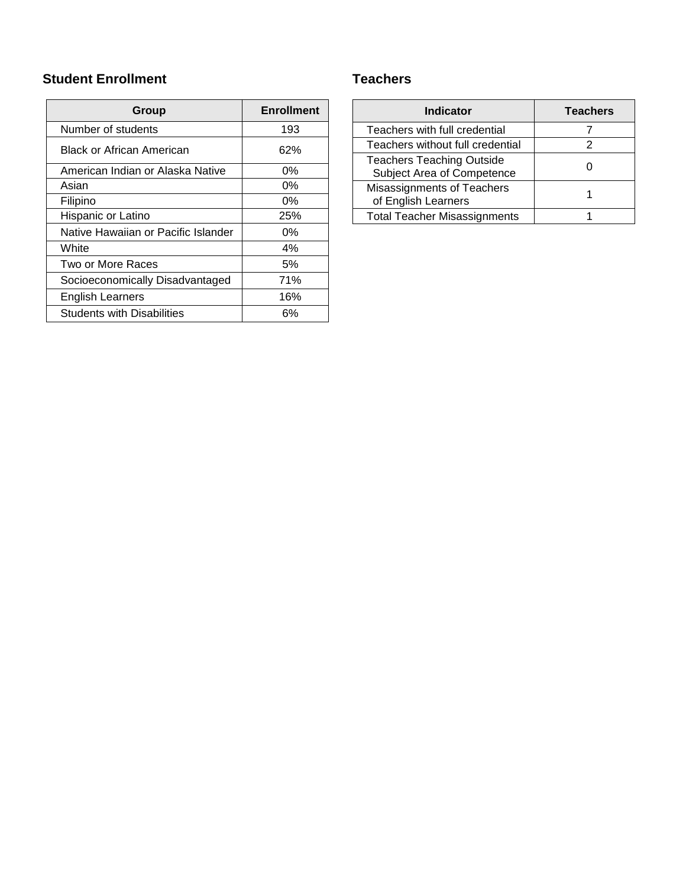## Student Enrollment

| Group | Enrollment |
|---|---|
| Number of students | 193 |
| Black or African American | 62% |
| American Indian or Alaska Native | 0% |
| Asian | 0% |
| Filipino | 0% |
| Hispanic or Latino | 25% |
| Native Hawaiian or Pacific Islander | 0% |
| White | 4% |
| Two or More Races | 5% |
| Socioeconomically Disadvantaged | 71% |
| English Learners | 16% |
| Students with Disabilities | 6% |

## Teachers

| Indicator | Teachers |
|---|---|
| Teachers with full credential | 7 |
| Teachers without full credential | 2 |
| Teachers Teaching Outside Subject Area of Competence | 0 |
| Misassignments of Teachers of English Learners | 1 |
| Total Teacher Misassignments | 1 |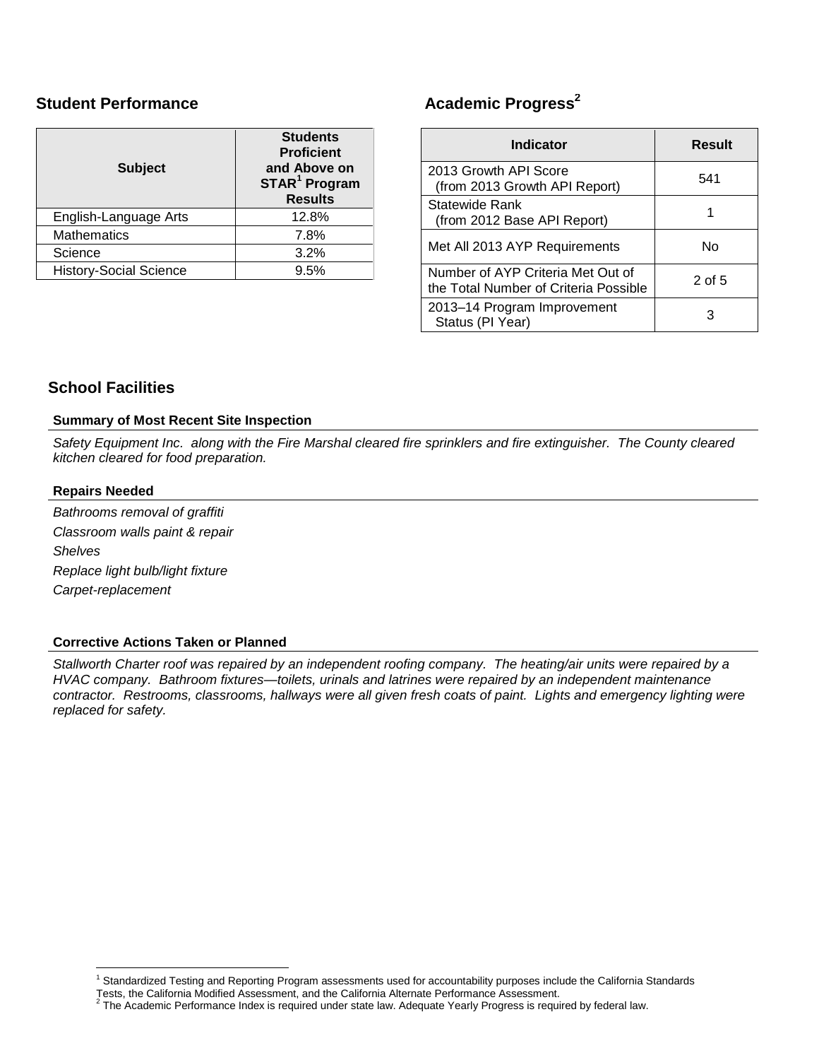## Student Performance

| Subject | Students Proficient and Above on STAR[1] Program Results |
|---|---|
| English-Language Arts | 12.8% |
| Mathematics | 7.8% |
| Science | 3.2% |
| History-Social Science | 9.5% |

## Academic Progress[2]

| Indicator | Result |
|---|---|
| 2013 Growth API Score (from 2013 Growth API Report) | 541 |
| Statewide Rank (from 2012 Base API Report) | 1 |
| Met All 2013 AYP Requirements | No |
| Number of AYP Criteria Met Out of the Total Number of Criteria Possible | 2 of 5 |
| 2013–14 Program Improvement Status (PI Year) | 3 |

## School Facilities

**Summary of Most Recent Site Inspection**

*Safety Equipment Inc. along with the Fire Marshal cleared fire sprinklers and fire extinguisher. The County cleared kitchen cleared for food preparation.*

**Repairs Needed**

*Bathrooms removal of graffiti*

*Classroom walls paint & repair*

*Shelves*

*Replace light bulb/light fixture*

*Carpet-replacement*

**Corrective Actions Taken or Planned**

*Stallworth Charter roof was repaired by an independent roofing company. The heating/air units were repaired by a HVAC company. Bathroom fixtures—toilets, urinals and latrines were repaired by an independent maintenance contractor. Restrooms, classrooms, hallways were all given fresh coats of paint. Lights and emergency lighting were replaced for safety.*

---

[1] Standardized Testing and Reporting Program assessments used for accountability purposes include the California Standards Tests, the California Modified Assessment, and the California Alternate Performance Assessment.

[2] The Academic Performance Index is required under state law. Adequate Yearly Progress is required by federal law.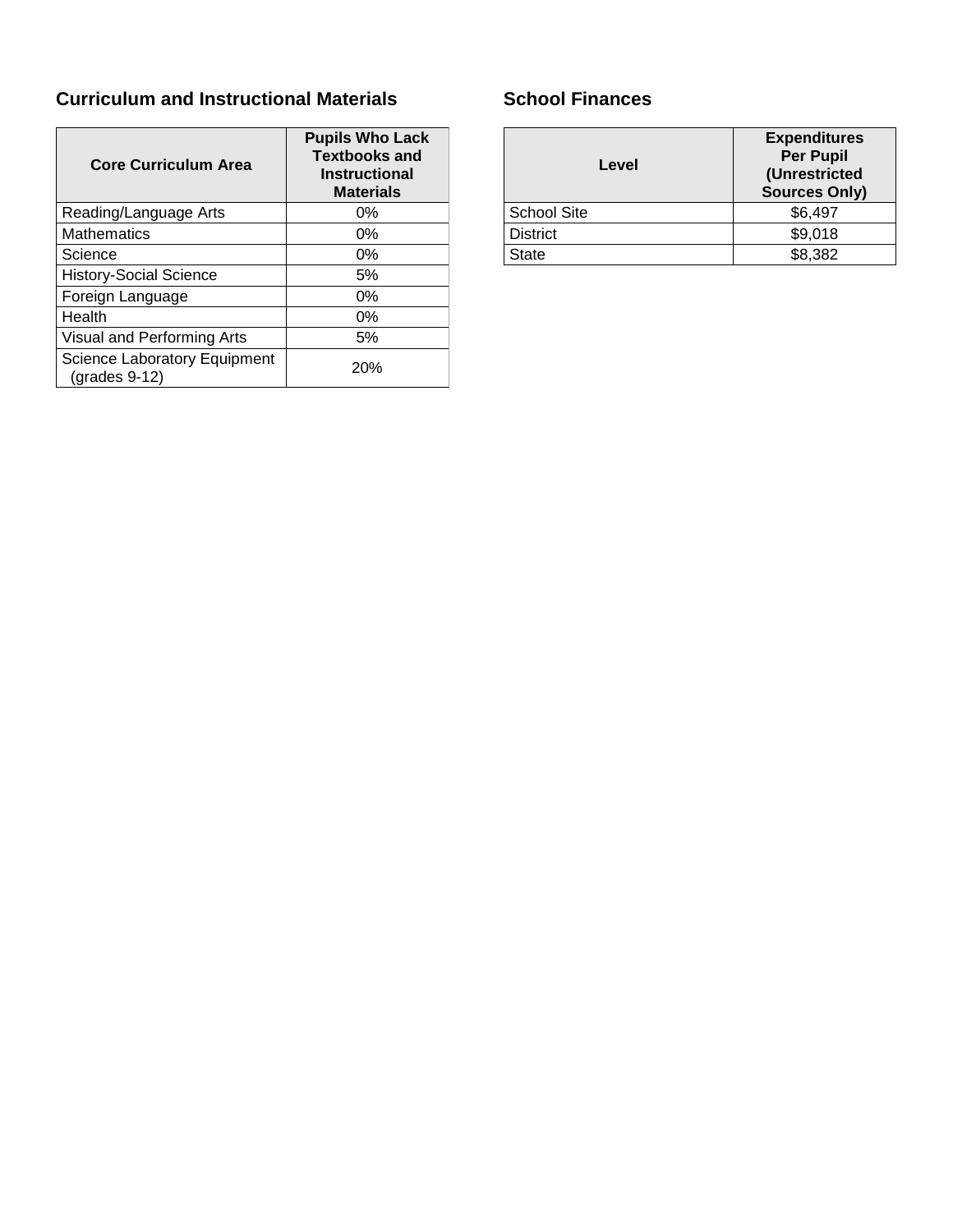## Curriculum and Instructional Materials

| Core Curriculum Area | Pupils Who Lack Textbooks and Instructional Materials |
| --- | --- |
| Reading/Language Arts | 0% |
| Mathematics | 0% |
| Science | 0% |
| History-Social Science | 5% |
| Foreign Language | 0% |
| Health | 0% |
| Visual and Performing Arts | 5% |
| Science Laboratory Equipment (grades 9-12) | 20% |

## School Finances

| Level | Expenditures Per Pupil (Unrestricted Sources Only) |
| --- | --- |
| School Site | $6,497 |
| District | $9,018 |
| State | $8,382 |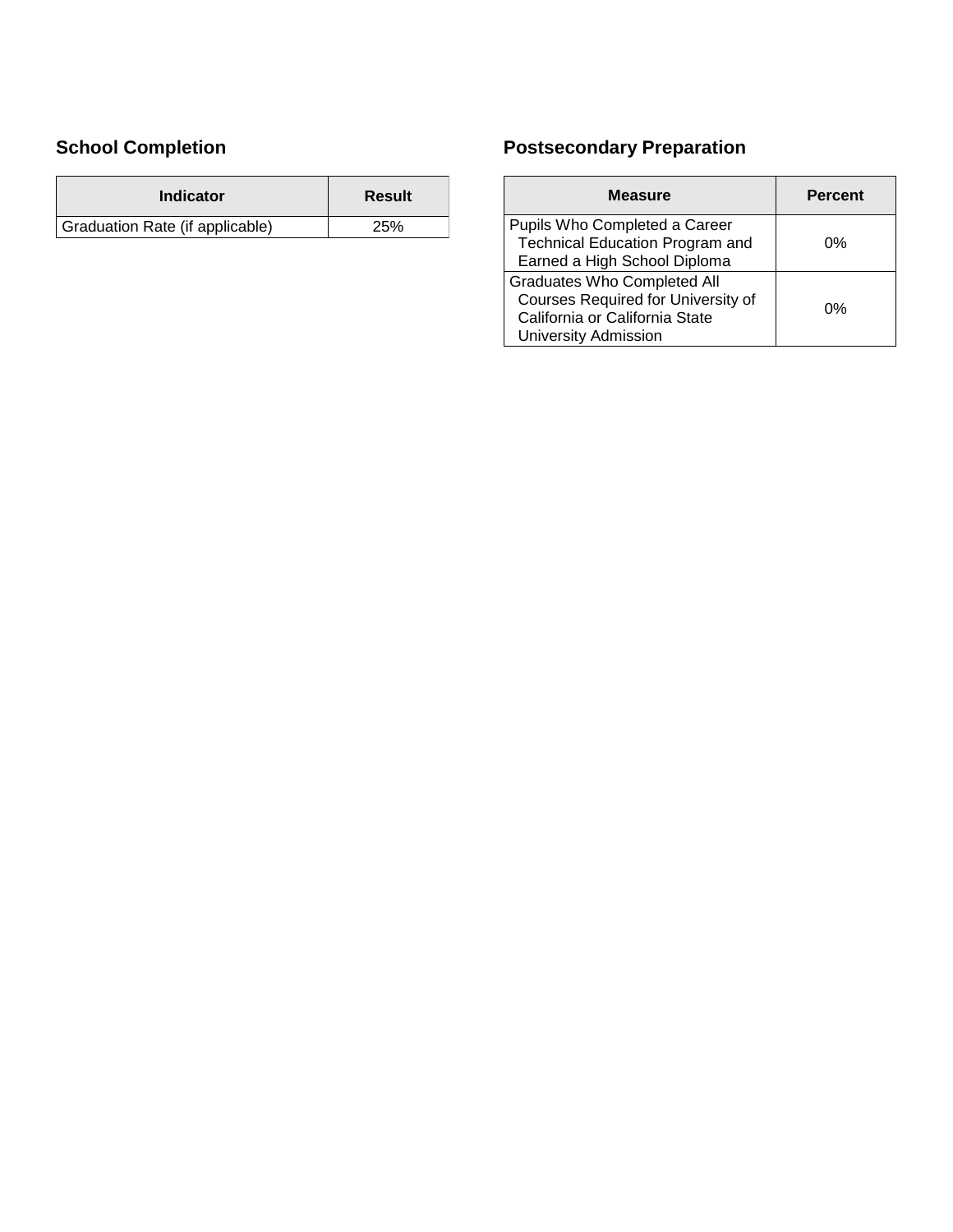## School Completion

| Indicator | Result |
|---|---|
| Graduation Rate (if applicable) | 25% |

## Postsecondary Preparation

| Measure | Percent |
|---|---|
| Pupils Who Completed a Career Technical Education Program and Earned a High School Diploma | 0% |
| Graduates Who Completed All Courses Required for University of California or California State University Admission | 0% |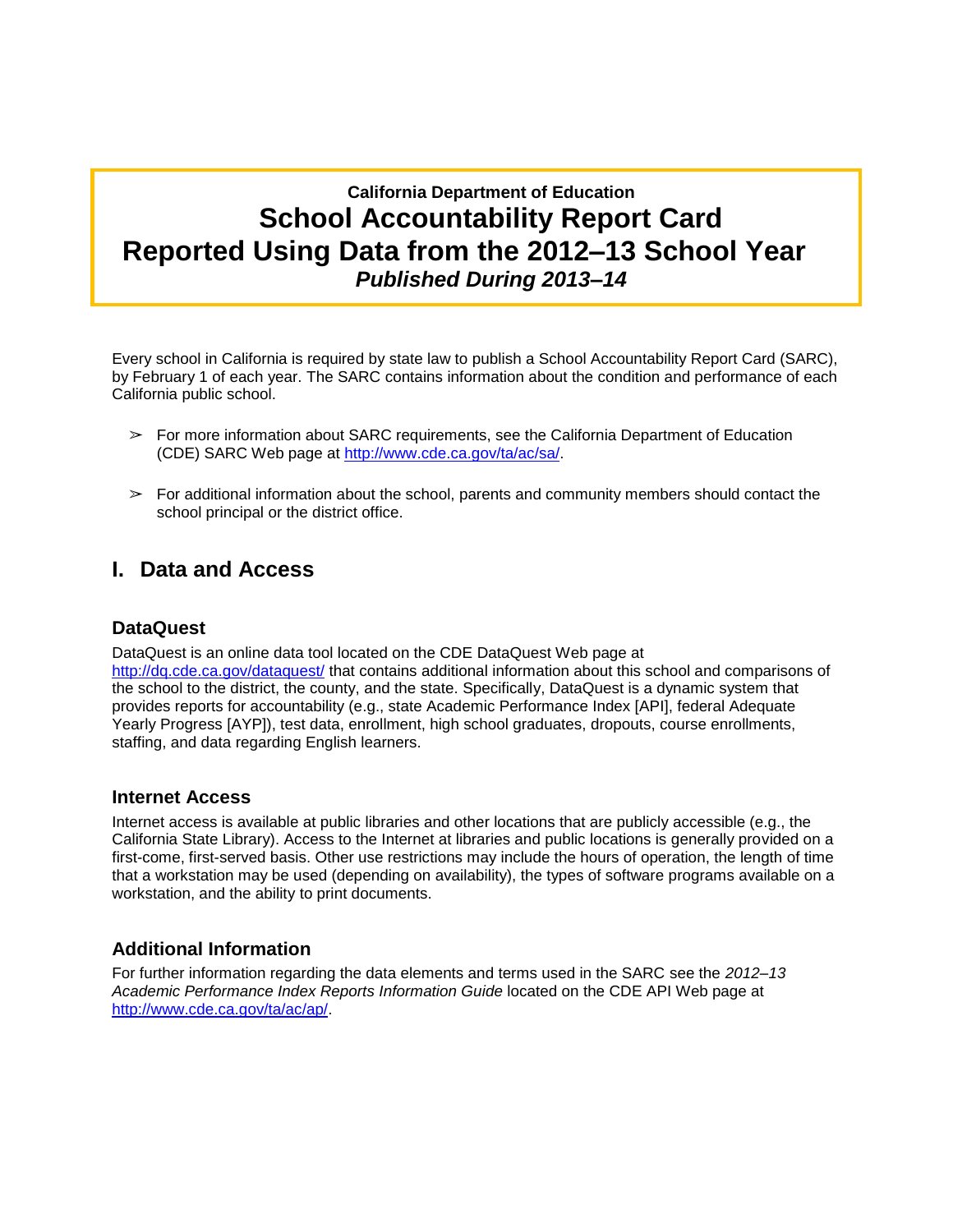**California Department of Education**

# School Accountability Report Card

# Reported Using Data from the 2012–13 School Year

***Published During 2013–14***

Every school in California is required by state law to publish a School Accountability Report Card (SARC), by February 1 of each year. The SARC contains information about the condition and performance of each California public school.

- ➢ For more information about SARC requirements, see the California Department of Education (CDE) SARC Web page at http://www.cde.ca.gov/ta/ac/sa/.
- ➢ For additional information about the school, parents and community members should contact the school principal or the district office.

## I. Data and Access

### DataQuest

DataQuest is an online data tool located on the CDE DataQuest Web page at http://dq.cde.ca.gov/dataquest/ that contains additional information about this school and comparisons of the school to the district, the county, and the state. Specifically, DataQuest is a dynamic system that provides reports for accountability (e.g., state Academic Performance Index [API], federal Adequate Yearly Progress [AYP]), test data, enrollment, high school graduates, dropouts, course enrollments, staffing, and data regarding English learners.

### Internet Access

Internet access is available at public libraries and other locations that are publicly accessible (e.g., the California State Library). Access to the Internet at libraries and public locations is generally provided on a first-come, first-served basis. Other use restrictions may include the hours of operation, the length of time that a workstation may be used (depending on availability), the types of software programs available on a workstation, and the ability to print documents.

### Additional Information

For further information regarding the data elements and terms used in the SARC see the *2012–13 Academic Performance Index Reports Information Guide* located on the CDE API Web page at http://www.cde.ca.gov/ta/ac/ap/.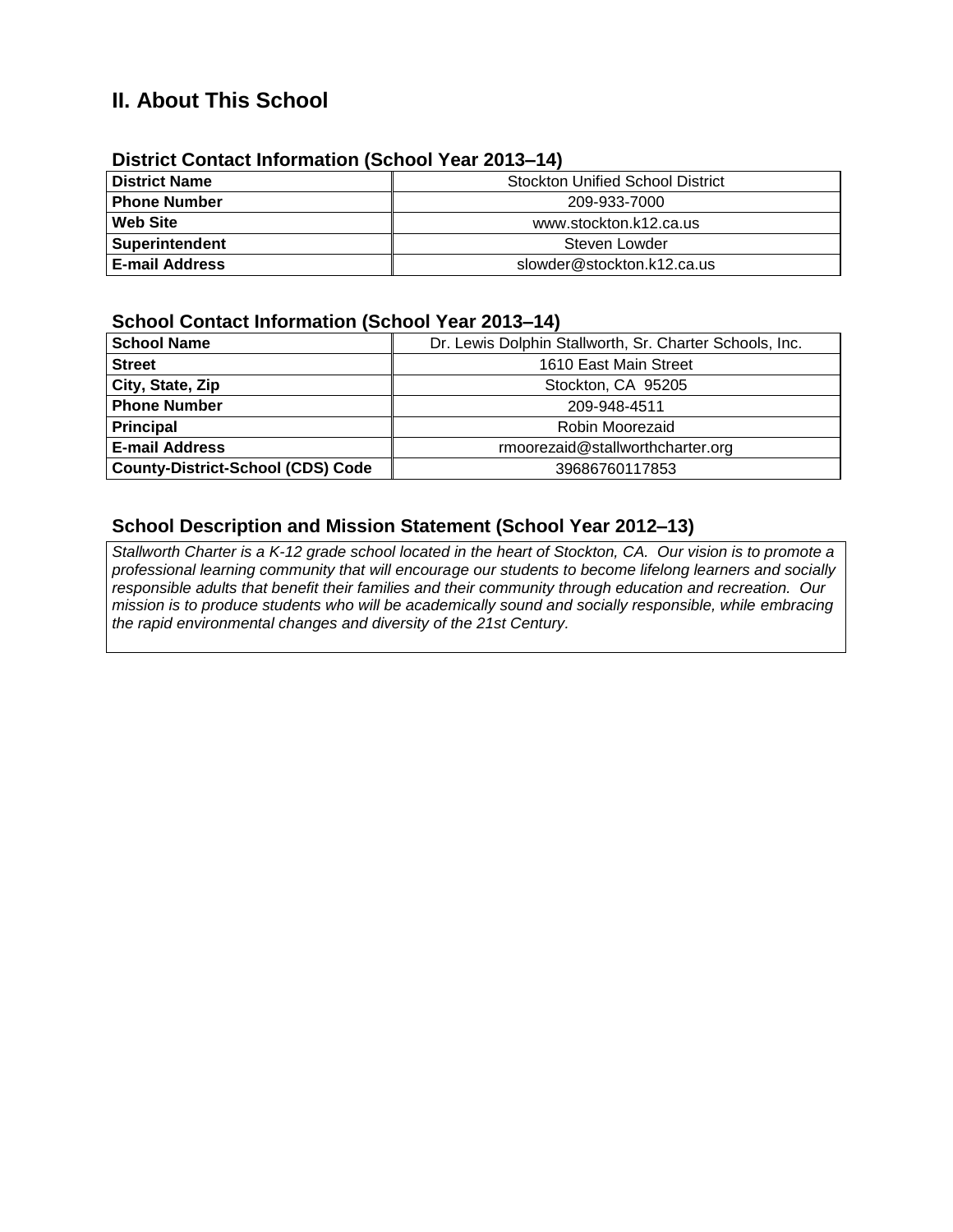## II. About This School

### District Contact Information (School Year 2013–14)

| District Name | Stockton Unified School District |
|---|---|
| Phone Number | 209-933-7000 |
| Web Site | www.stockton.k12.ca.us |
| Superintendent | Steven Lowder |
| E-mail Address | slowder@stockton.k12.ca.us |

### School Contact Information (School Year 2013–14)

| School Name | Dr. Lewis Dolphin Stallworth, Sr. Charter Schools, Inc. |
|---|---|
| Street | 1610 East Main Street |
| City, State, Zip | Stockton, CA 95205 |
| Phone Number | 209-948-4511 |
| Principal | Robin Moorezaid |
| E-mail Address | rmoorezaid@stallworthcharter.org |
| County-District-School (CDS) Code | 39686760117853 |

### School Description and Mission Statement (School Year 2012–13)

*Stallworth Charter is a K-12 grade school located in the heart of Stockton, CA. Our vision is to promote a professional learning community that will encourage our students to become lifelong learners and socially responsible adults that benefit their families and their community through education and recreation. Our mission is to produce students who will be academically sound and socially responsible, while embracing the rapid environmental changes and diversity of the 21st Century.*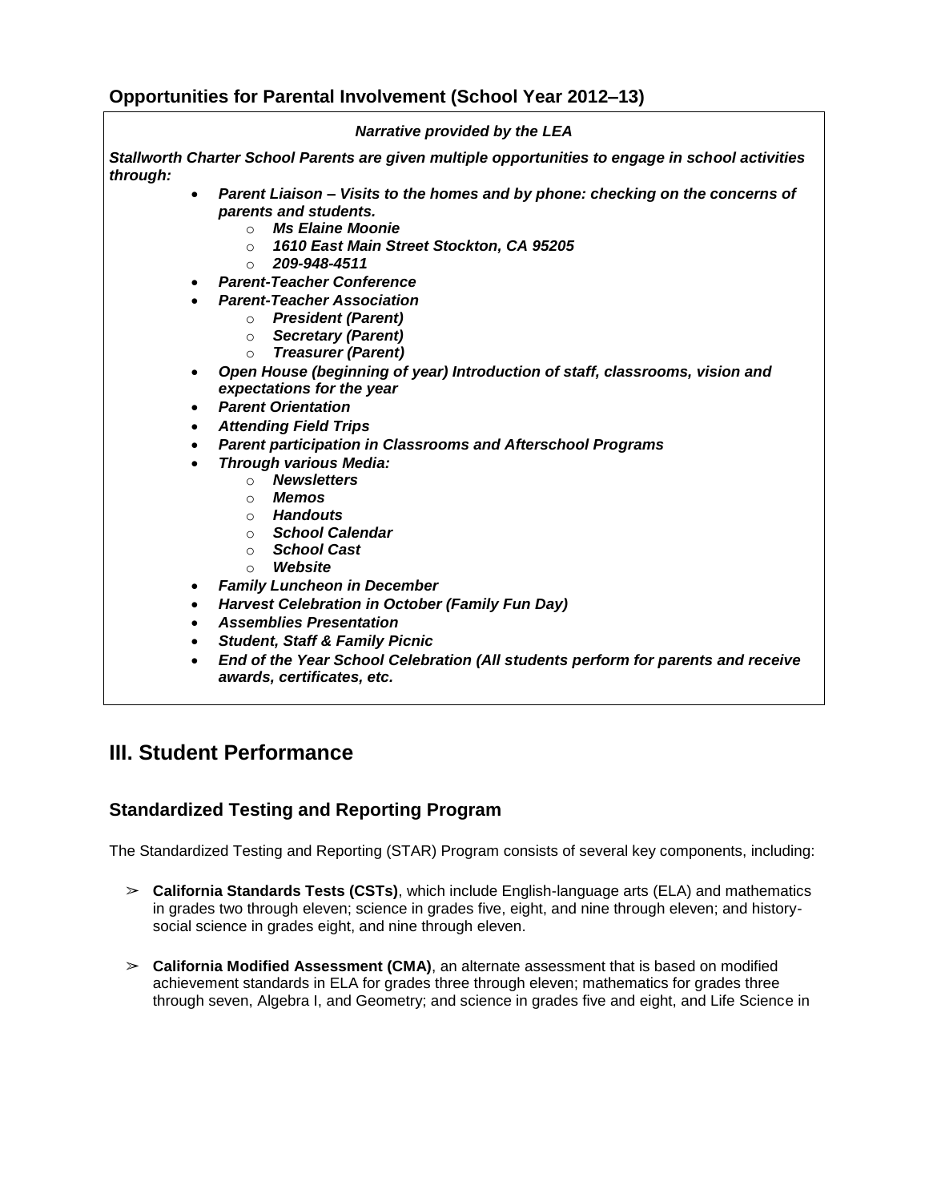### Opportunities for Parental Involvement (School Year 2012–13)

***Narrative provided by the LEA***

***Stallworth Charter School Parents are given multiple opportunities to engage in school activities through:***

- ***Parent Liaison – Visits to the homes and by phone: checking on the concerns of parents and students.***
  - ***Ms Elaine Moonie***
  - ***1610 East Main Street Stockton, CA 95205***
  - ***209-948-4511***
- ***Parent-Teacher Conference***
- ***Parent-Teacher Association***
  - ***President (Parent)***
  - ***Secretary (Parent)***
  - ***Treasurer (Parent)***
- ***Open House (beginning of year) Introduction of staff, classrooms, vision and expectations for the year***
- ***Parent Orientation***
- ***Attending Field Trips***
- ***Parent participation in Classrooms and Afterschool Programs***
- ***Through various Media:***
  - ***Newsletters***
  - ***Memos***
  - ***Handouts***
  - ***School Calendar***
  - ***School Cast***
  - ***Website***
- ***Family Luncheon in December***
- ***Harvest Celebration in October (Family Fun Day)***
- ***Assemblies Presentation***
- ***Student, Staff & Family Picnic***
- ***End of the Year School Celebration (All students perform for parents and receive awards, certificates, etc.***

## III. Student Performance

### Standardized Testing and Reporting Program

The Standardized Testing and Reporting (STAR) Program consists of several key components, including:

- **California Standards Tests (CSTs)**, which include English-language arts (ELA) and mathematics in grades two through eleven; science in grades five, eight, and nine through eleven; and history-social science in grades eight, and nine through eleven.

- **California Modified Assessment (CMA)**, an alternate assessment that is based on modified achievement standards in ELA for grades three through eleven; mathematics for grades three through seven, Algebra I, and Geometry; and science in grades five and eight, and Life Science in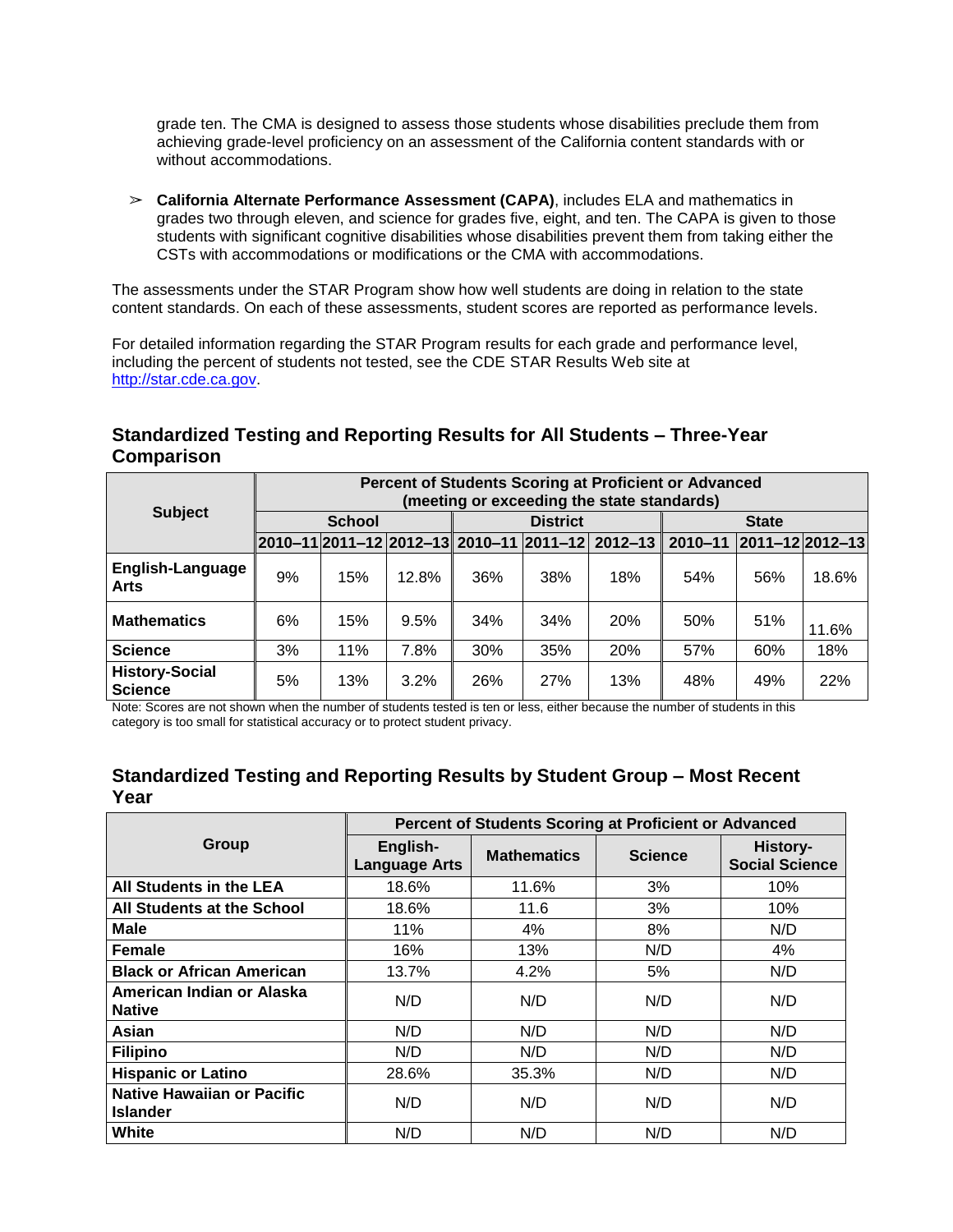grade ten. The CMA is designed to assess those students whose disabilities preclude them from achieving grade-level proficiency on an assessment of the California content standards with or without accommodations.

➢ **California Alternate Performance Assessment (CAPA)**, includes ELA and mathematics in grades two through eleven, and science for grades five, eight, and ten. The CAPA is given to those students with significant cognitive disabilities whose disabilities prevent them from taking either the CSTs with accommodations or modifications or the CMA with accommodations.

The assessments under the STAR Program show how well students are doing in relation to the state content standards. On each of these assessments, student scores are reported as performance levels.

For detailed information regarding the STAR Program results for each grade and performance level, including the percent of students not tested, see the CDE STAR Results Web site at http://star.cde.ca.gov.

## Standardized Testing and Reporting Results for All Students – Three-Year Comparison

| Subject | Percent of Students Scoring at Proficient or Advanced (meeting or exceeding the state standards) | | | | | | | | |
|---|---|---|---|---|---|---|---|---|---|
| | School | | | District | | | State | | |
| | 2010–11 | 2011–12 | 2012–13 | 2010–11 | 2011–12 | 2012–13 | 2010–11 | 2011–12 | 2012–13 |
| **English-Language Arts** | 9% | 15% | 12.8% | 36% | 38% | 18% | 54% | 56% | 18.6% |
| **Mathematics** | 6% | 15% | 9.5% | 34% | 34% | 20% | 50% | 51% | 11.6% |
| **Science** | 3% | 11% | 7.8% | 30% | 35% | 20% | 57% | 60% | 18% |
| **History-Social Science** | 5% | 13% | 3.2% | 26% | 27% | 13% | 48% | 49% | 22% |

Note: Scores are not shown when the number of students tested is ten or less, either because the number of students in this category is too small for statistical accuracy or to protect student privacy.

## Standardized Testing and Reporting Results by Student Group – Most Recent Year

| Group | Percent of Students Scoring at Proficient or Advanced | | | |
|---|---|---|---|---|
| | English-Language Arts | Mathematics | Science | History-Social Science |
| **All Students in the LEA** | 18.6% | 11.6% | 3% | 10% |
| **All Students at the School** | 18.6% | 11.6 | 3% | 10% |
| **Male** | 11% | 4% | 8% | N/D |
| **Female** | 16% | 13% | N/D | 4% |
| **Black or African American** | 13.7% | 4.2% | 5% | N/D |
| **American Indian or Alaska Native** | N/D | N/D | N/D | N/D |
| **Asian** | N/D | N/D | N/D | N/D |
| **Filipino** | N/D | N/D | N/D | N/D |
| **Hispanic or Latino** | 28.6% | 35.3% | N/D | N/D |
| **Native Hawaiian or Pacific Islander** | N/D | N/D | N/D | N/D |
| **White** | N/D | N/D | N/D | N/D |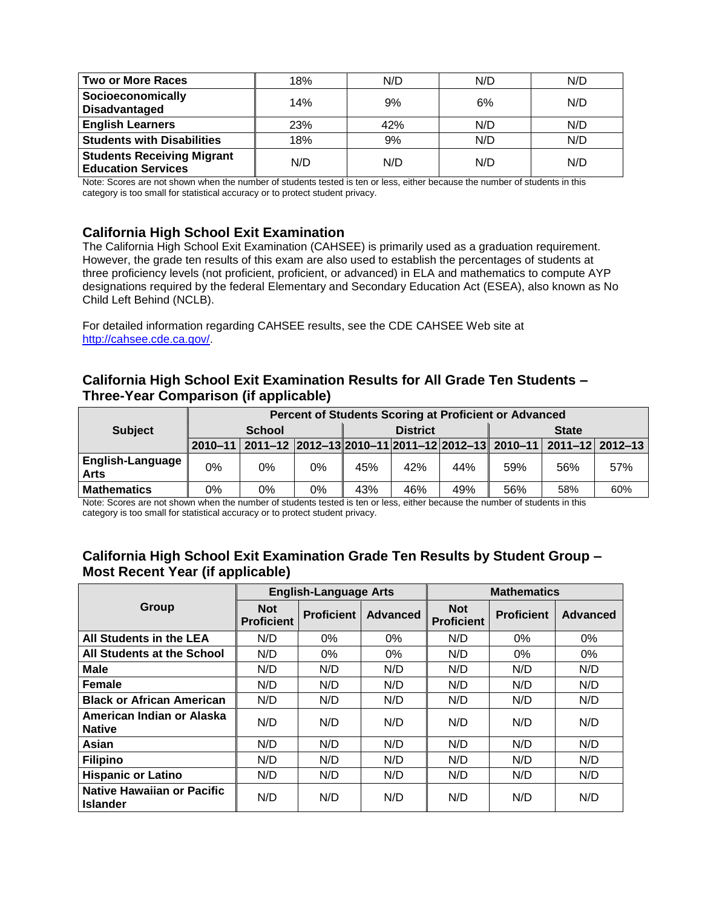| Two or More Races | 18% | N/D | N/D | N/D |
|---|---|---|---|---|
| Socioeconomically Disadvantaged | 14% | 9% | 6% | N/D |
| English Learners | 23% | 42% | N/D | N/D |
| Students with Disabilities | 18% | 9% | N/D | N/D |
| Students Receiving Migrant Education Services | N/D | N/D | N/D | N/D |

Note: Scores are not shown when the number of students tested is ten or less, either because the number of students in this category is too small for statistical accuracy or to protect student privacy.

## California High School Exit Examination

The California High School Exit Examination (CAHSEE) is primarily used as a graduation requirement. However, the grade ten results of this exam are also used to establish the percentages of students at three proficiency levels (not proficient, proficient, or advanced) in ELA and mathematics to compute AYP designations required by the federal Elementary and Secondary Education Act (ESEA), also known as No Child Left Behind (NCLB).

For detailed information regarding CAHSEE results, see the CDE CAHSEE Web site at http://cahsee.cde.ca.gov/.

## California High School Exit Examination Results for All Grade Ten Students – Three-Year Comparison (if applicable)

| Subject | Percent of Students Scoring at Proficient or Advanced | | | | | | | | |
|---|---|---|---|---|---|---|---|---|---|
| | School | | | District | | | State | | |
| | 2010–11 | 2011–12 | 2012–13 | 2010–11 | 2011–12 | 2012–13 | 2010–11 | 2011–12 | 2012–13 |
| English-Language Arts | 0% | 0% | 0% | 45% | 42% | 44% | 59% | 56% | 57% |
| Mathematics | 0% | 0% | 0% | 43% | 46% | 49% | 56% | 58% | 60% |

Note: Scores are not shown when the number of students tested is ten or less, either because the number of students in this category is too small for statistical accuracy or to protect student privacy.

## California High School Exit Examination Grade Ten Results by Student Group – Most Recent Year (if applicable)

| Group | English-Language Arts | | | Mathematics | | |
|---|---|---|---|---|---|---|
| | Not Proficient | Proficient | Advanced | Not Proficient | Proficient | Advanced |
| All Students in the LEA | N/D | 0% | 0% | N/D | 0% | 0% |
| All Students at the School | N/D | 0% | 0% | N/D | 0% | 0% |
| Male | N/D | N/D | N/D | N/D | N/D | N/D |
| Female | N/D | N/D | N/D | N/D | N/D | N/D |
| Black or African American | N/D | N/D | N/D | N/D | N/D | N/D |
| American Indian or Alaska Native | N/D | N/D | N/D | N/D | N/D | N/D |
| Asian | N/D | N/D | N/D | N/D | N/D | N/D |
| Filipino | N/D | N/D | N/D | N/D | N/D | N/D |
| Hispanic or Latino | N/D | N/D | N/D | N/D | N/D | N/D |
| Native Hawaiian or Pacific Islander | N/D | N/D | N/D | N/D | N/D | N/D |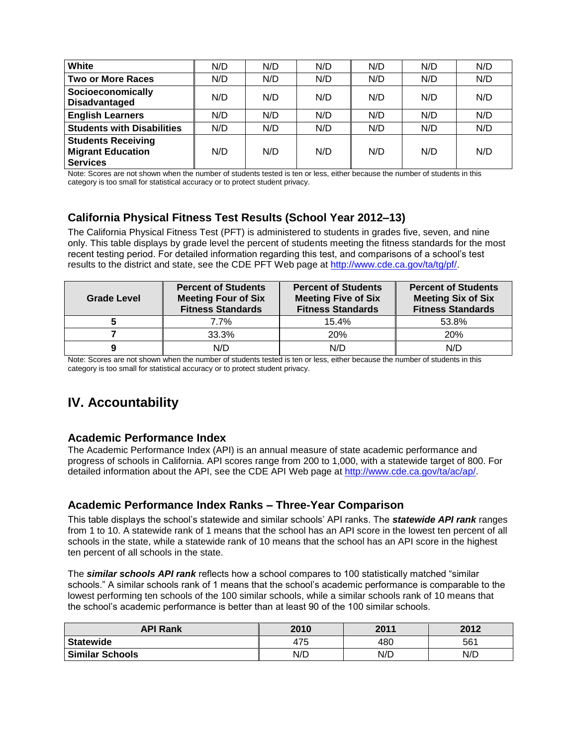| White | N/D | N/D | N/D | N/D | N/D | N/D |
|---|---|---|---|---|---|---|
| Two or More Races | N/D | N/D | N/D | N/D | N/D | N/D |
| Socioeconomically Disadvantaged | N/D | N/D | N/D | N/D | N/D | N/D |
| English Learners | N/D | N/D | N/D | N/D | N/D | N/D |
| Students with Disabilities | N/D | N/D | N/D | N/D | N/D | N/D |
| Students Receiving Migrant Education Services | N/D | N/D | N/D | N/D | N/D | N/D |

Note: Scores are not shown when the number of students tested is ten or less, either because the number of students in this category is too small for statistical accuracy or to protect student privacy.

### California Physical Fitness Test Results (School Year 2012–13)

The California Physical Fitness Test (PFT) is administered to students in grades five, seven, and nine only. This table displays by grade level the percent of students meeting the fitness standards for the most recent testing period. For detailed information regarding this test, and comparisons of a school's test results to the district and state, see the CDE PFT Web page at http://www.cde.ca.gov/ta/tg/pf/.

| Grade Level | Percent of Students Meeting Four of Six Fitness Standards | Percent of Students Meeting Five of Six Fitness Standards | Percent of Students Meeting Six of Six Fitness Standards |
|---|---|---|---|
| 5 | 7.7% | 15.4% | 53.8% |
| 7 | 33.3% | 20% | 20% |
| 9 | N/D | N/D | N/D |

Note: Scores are not shown when the number of students tested is ten or less, either because the number of students in this category is too small for statistical accuracy or to protect student privacy.

## IV. Accountability

### Academic Performance Index

The Academic Performance Index (API) is an annual measure of state academic performance and progress of schools in California. API scores range from 200 to 1,000, with a statewide target of 800. For detailed information about the API, see the CDE API Web page at http://www.cde.ca.gov/ta/ac/ap/.

### Academic Performance Index Ranks – Three-Year Comparison

This table displays the school's statewide and similar schools' API ranks. The ***statewide API rank*** ranges from 1 to 10. A statewide rank of 1 means that the school has an API score in the lowest ten percent of all schools in the state, while a statewide rank of 10 means that the school has an API score in the highest ten percent of all schools in the state.

The ***similar schools API rank*** reflects how a school compares to 100 statistically matched "similar schools." A similar schools rank of 1 means that the school's academic performance is comparable to the lowest performing ten schools of the 100 similar schools, while a similar schools rank of 10 means that the school's academic performance is better than at least 90 of the 100 similar schools.

| API Rank | 2010 | 2011 | 2012 |
|---|---|---|---|
| Statewide | 475 | 480 | 561 |
| Similar Schools | N/D | N/D | N/D |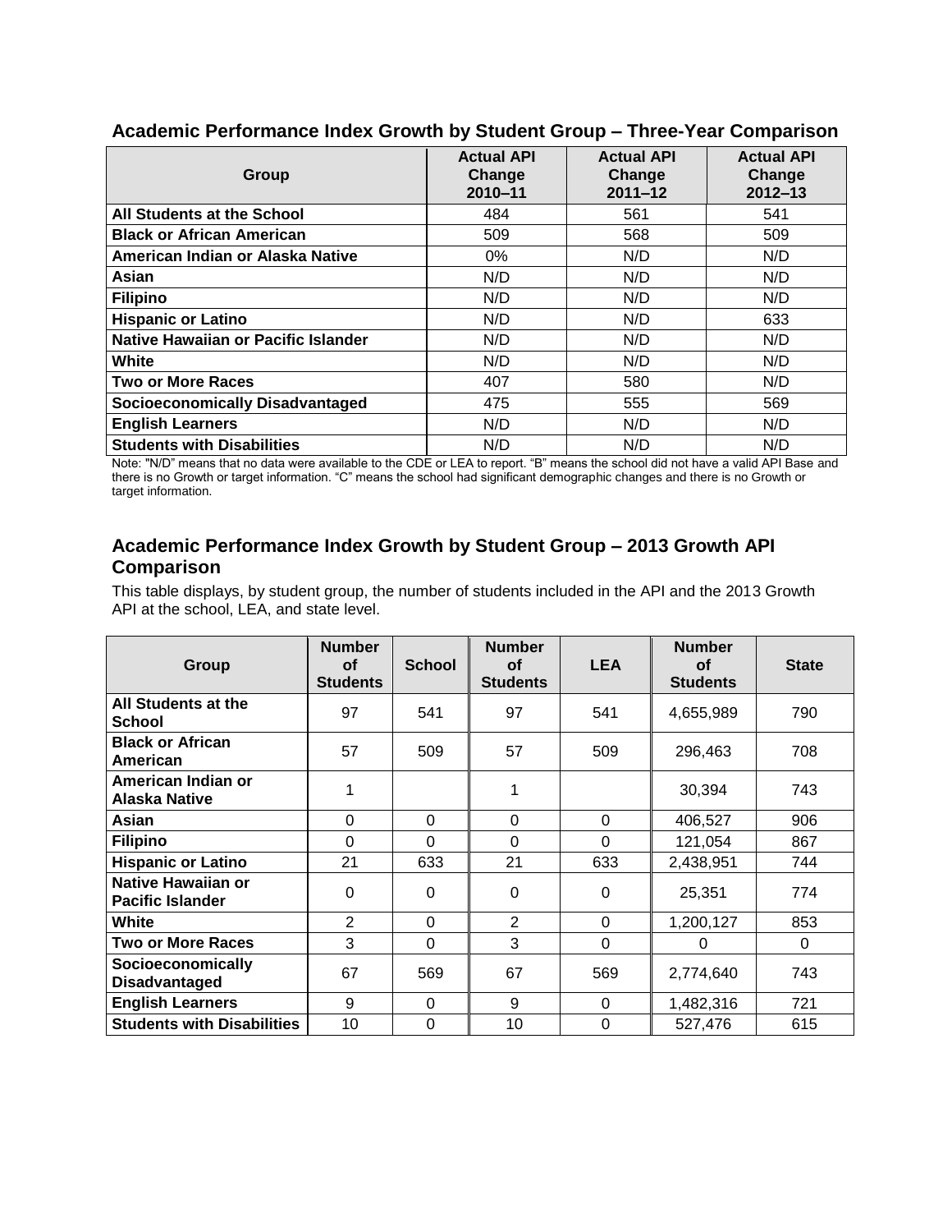## Academic Performance Index Growth by Student Group – Three-Year Comparison

| Group | Actual API Change 2010–11 | Actual API Change 2011–12 | Actual API Change 2012–13 |
|---|---|---|---|
| All Students at the School | 484 | 561 | 541 |
| Black or African American | 509 | 568 | 509 |
| American Indian or Alaska Native | 0% | N/D | N/D |
| Asian | N/D | N/D | N/D |
| Filipino | N/D | N/D | N/D |
| Hispanic or Latino | N/D | N/D | 633 |
| Native Hawaiian or Pacific Islander | N/D | N/D | N/D |
| White | N/D | N/D | N/D |
| Two or More Races | 407 | 580 | N/D |
| Socioeconomically Disadvantaged | 475 | 555 | 569 |
| English Learners | N/D | N/D | N/D |
| Students with Disabilities | N/D | N/D | N/D |

Note: "N/D" means that no data were available to the CDE or LEA to report. "B" means the school did not have a valid API Base and there is no Growth or target information. "C" means the school had significant demographic changes and there is no Growth or target information.

## Academic Performance Index Growth by Student Group – 2013 Growth API Comparison

This table displays, by student group, the number of students included in the API and the 2013 Growth API at the school, LEA, and state level.

| Group | Number of Students | School | Number of Students | LEA | Number of Students | State |
|---|---|---|---|---|---|---|
| All Students at the School | 97 | 541 | 97 | 541 | 4,655,989 | 790 |
| Black or African American | 57 | 509 | 57 | 509 | 296,463 | 708 |
| American Indian or Alaska Native | 1 | | 1 | | 30,394 | 743 |
| Asian | 0 | 0 | 0 | 0 | 406,527 | 906 |
| Filipino | 0 | 0 | 0 | 0 | 121,054 | 867 |
| Hispanic or Latino | 21 | 633 | 21 | 633 | 2,438,951 | 744 |
| Native Hawaiian or Pacific Islander | 0 | 0 | 0 | 0 | 25,351 | 774 |
| White | 2 | 0 | 2 | 0 | 1,200,127 | 853 |
| Two or More Races | 3 | 0 | 3 | 0 | 0 | 0 |
| Socioeconomically Disadvantaged | 67 | 569 | 67 | 569 | 2,774,640 | 743 |
| English Learners | 9 | 0 | 9 | 0 | 1,482,316 | 721 |
| Students with Disabilities | 10 | 0 | 10 | 0 | 527,476 | 615 |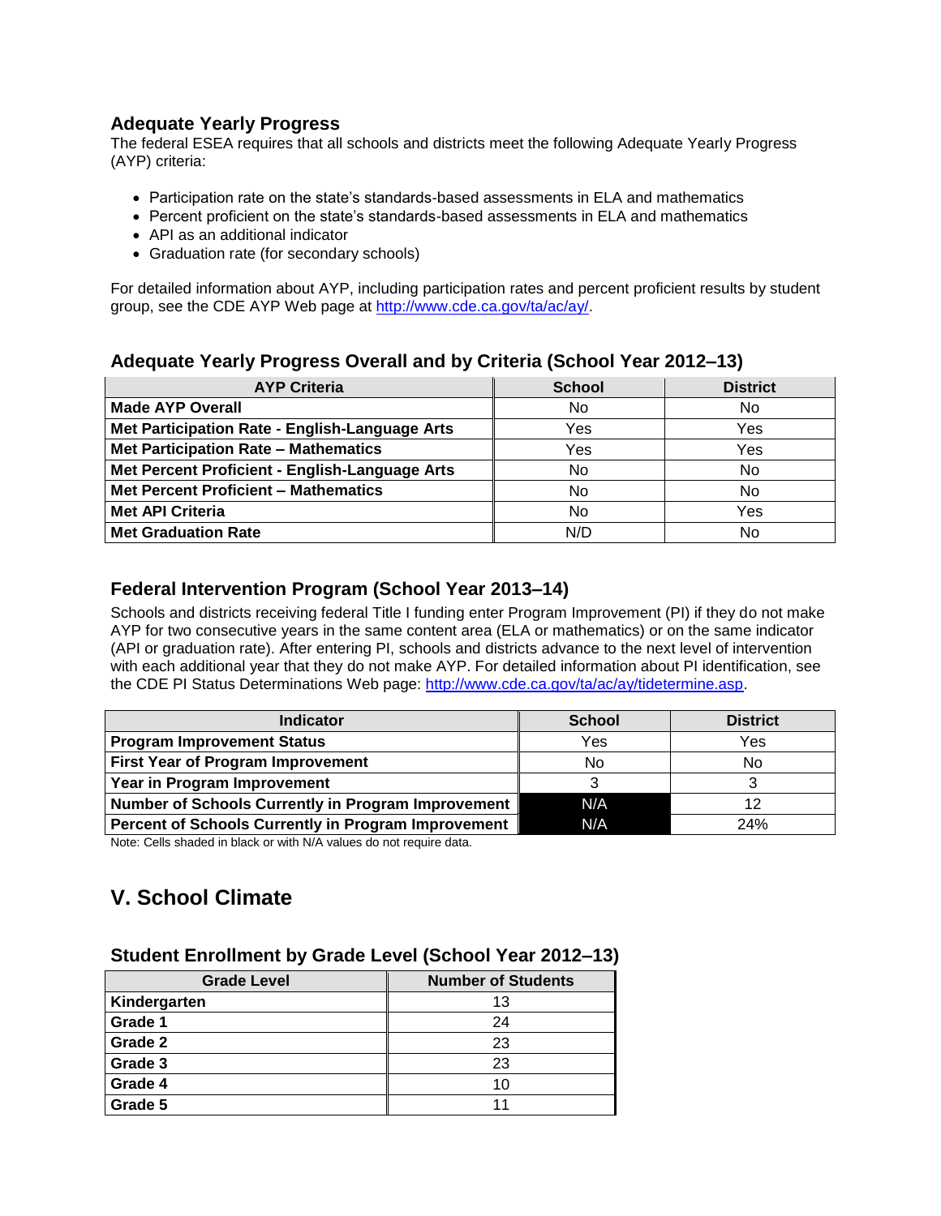### Adequate Yearly Progress

The federal ESEA requires that all schools and districts meet the following Adequate Yearly Progress (AYP) criteria:

- Participation rate on the state's standards-based assessments in ELA and mathematics
- Percent proficient on the state's standards-based assessments in ELA and mathematics
- API as an additional indicator
- Graduation rate (for secondary schools)

For detailed information about AYP, including participation rates and percent proficient results by student group, see the CDE AYP Web page at http://www.cde.ca.gov/ta/ac/ay/.

### Adequate Yearly Progress Overall and by Criteria (School Year 2012–13)

| AYP Criteria | School | District |
|---|---|---|
| **Made AYP Overall** | No | No |
| **Met Participation Rate - English-Language Arts** | Yes | Yes |
| **Met Participation Rate – Mathematics** | Yes | Yes |
| **Met Percent Proficient - English-Language Arts** | No | No |
| **Met Percent Proficient – Mathematics** | No | No |
| **Met API Criteria** | No | Yes |
| **Met Graduation Rate** | N/D | No |

### Federal Intervention Program (School Year 2013–14)

Schools and districts receiving federal Title I funding enter Program Improvement (PI) if they do not make AYP for two consecutive years in the same content area (ELA or mathematics) or on the same indicator (API or graduation rate). After entering PI, schools and districts advance to the next level of intervention with each additional year that they do not make AYP. For detailed information about PI identification, see the CDE PI Status Determinations Web page: http://www.cde.ca.gov/ta/ac/ay/tidetermine.asp.

| Indicator | School | District |
|---|---|---|
| **Program Improvement Status** | Yes | Yes |
| **First Year of Program Improvement** | No | No |
| **Year in Program Improvement** | 3 | 3 |
| **Number of Schools Currently in Program Improvement** | N/A | 12 |
| **Percent of Schools Currently in Program Improvement** | N/A | 24% |

Note: Cells shaded in black or with N/A values do not require data.

## V. School Climate

### Student Enrollment by Grade Level (School Year 2012–13)

| Grade Level | Number of Students |
|---|---|
| **Kindergarten** | 13 |
| **Grade 1** | 24 |
| **Grade 2** | 23 |
| **Grade 3** | 23 |
| **Grade 4** | 10 |
| **Grade 5** | 11 |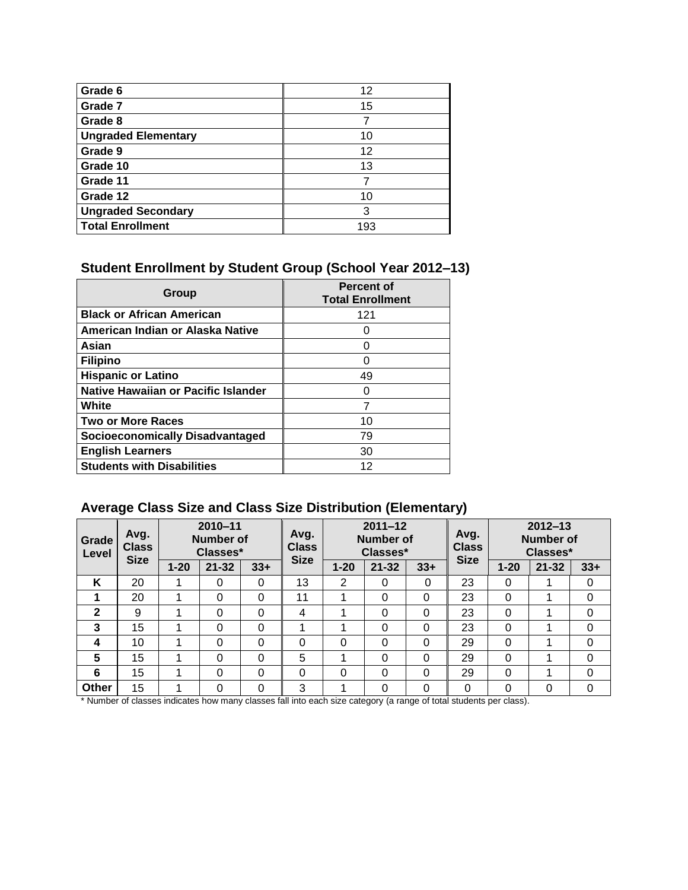| | |
|---|---|
| **Grade 6** | 12 |
| **Grade 7** | 15 |
| **Grade 8** | 7 |
| **Ungraded Elementary** | 10 |
| **Grade 9** | 12 |
| **Grade 10** | 13 |
| **Grade 11** | 7 |
| **Grade 12** | 10 |
| **Ungraded Secondary** | 3 |
| **Total Enrollment** | 193 |

### Student Enrollment by Student Group (School Year 2012–13)

| Group | Percent of Total Enrollment |
|---|---|
| **Black or African American** | 121 |
| **American Indian or Alaska Native** | 0 |
| **Asian** | 0 |
| **Filipino** | 0 |
| **Hispanic or Latino** | 49 |
| **Native Hawaiian or Pacific Islander** | 0 |
| **White** | 7 |
| **Two or More Races** | 10 |
| **Socioeconomically Disadvantaged** | 79 |
| **English Learners** | 30 |
| **Students with Disabilities** | 12 |

### Average Class Size and Class Size Distribution (Elementary)

| Grade Level | Avg. Class Size | 2010–11 Number of Classes* | | | Avg. Class Size | 2011–12 Number of Classes* | | | Avg. Class Size | 2012–13 Number of Classes* | | |
|---|---|---|---|---|---|---|---|---|---|---|---|---|
| | | 1-20 | 21-32 | 33+ | | 1-20 | 21-32 | 33+ | | 1-20 | 21-32 | 33+ |
| **K** | 20 | 1 | 0 | 0 | 13 | 2 | 0 | 0 | 23 | 0 | 1 | 0 |
| **1** | 20 | 1 | 0 | 0 | 11 | 1 | 0 | 0 | 23 | 0 | 1 | 0 |
| **2** | 9 | 1 | 0 | 0 | 4 | 1 | 0 | 0 | 23 | 0 | 1 | 0 |
| **3** | 15 | 1 | 0 | 0 | 1 | 1 | 0 | 0 | 23 | 0 | 1 | 0 |
| **4** | 10 | 1 | 0 | 0 | 0 | 0 | 0 | 0 | 29 | 0 | 1 | 0 |
| **5** | 15 | 1 | 0 | 0 | 5 | 1 | 0 | 0 | 29 | 0 | 1 | 0 |
| **6** | 15 | 1 | 0 | 0 | 0 | 0 | 0 | 0 | 29 | 0 | 1 | 0 |
| **Other** | 15 | 1 | 0 | 0 | 3 | 1 | 0 | 0 | 0 | 0 | 0 | 0 |

* Number of classes indicates how many classes fall into each size category (a range of total students per class).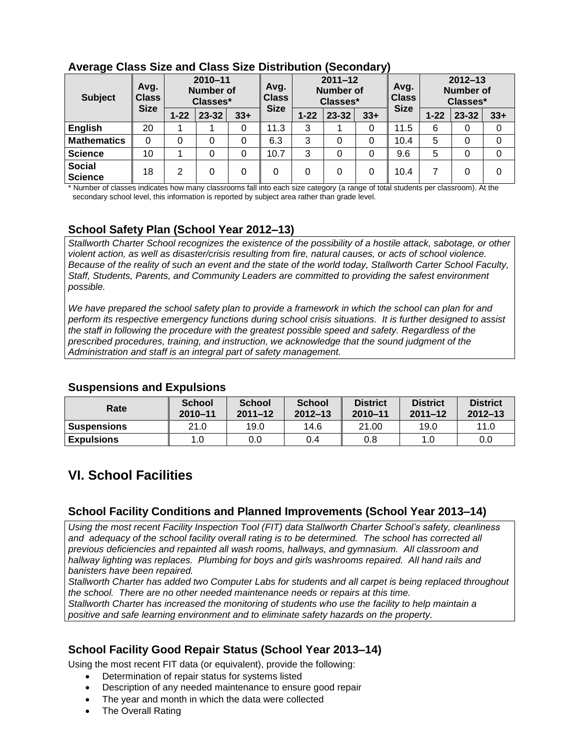### Average Class Size and Class Size Distribution (Secondary)

| Subject | Avg. Class Size | 2010–11 Number of Classes* | | | Avg. Class Size | 2011–12 Number of Classes* | | | Avg. Class Size | 2012–13 Number of Classes* | | |
|---|---|---|---|---|---|---|---|---|---|---|---|---|
| | | 1-22 | 23-32 | 33+ | | 1-22 | 23-32 | 33+ | | 1-22 | 23-32 | 33+ |
| **English** | 20 | 1 | 1 | 0 | 11.3 | 3 | 1 | 0 | 11.5 | 6 | 0 | 0 |
| **Mathematics** | 0 | 0 | 0 | 0 | 6.3 | 3 | 0 | 0 | 10.4 | 5 | 0 | 0 |
| **Science** | 10 | 1 | 0 | 0 | 10.7 | 3 | 0 | 0 | 9.6 | 5 | 0 | 0 |
| **Social Science** | 18 | 2 | 0 | 0 | 0 | 0 | 0 | 0 | 10.4 | 7 | 0 | 0 |

* Number of classes indicates how many classrooms fall into each size category (a range of total students per classroom). At the secondary school level, this information is reported by subject area rather than grade level.

### School Safety Plan (School Year 2012–13)

*Stallworth Charter School recognizes the existence of the possibility of a hostile attack, sabotage, or other violent action, as well as disaster/crisis resulting from fire, natural causes, or acts of school violence. Because of the reality of such an event and the state of the world today, Stallworth Carter School Faculty, Staff, Students, Parents, and Community Leaders are committed to providing the safest environment possible.*

*We have prepared the school safety plan to provide a framework in which the school can plan for and perform its respective emergency functions during school crisis situations. It is further designed to assist the staff in following the procedure with the greatest possible speed and safety. Regardless of the prescribed procedures, training, and instruction, we acknowledge that the sound judgment of the Administration and staff is an integral part of safety management.*

### Suspensions and Expulsions

| Rate | School 2010–11 | School 2011–12 | School 2012–13 | District 2010–11 | District 2011–12 | District 2012–13 |
|---|---|---|---|---|---|---|
| **Suspensions** | 21.0 | 19.0 | 14.6 | 21.00 | 19.0 | 11.0 |
| **Expulsions** | 1.0 | 0.0 | 0.4 | 0.8 | 1.0 | 0.0 |

## VI. School Facilities

### School Facility Conditions and Planned Improvements (School Year 2013–14)

*Using the most recent Facility Inspection Tool (FIT) data Stallworth Charter School's safety, cleanliness and adequacy of the school facility overall rating is to be determined. The school has corrected all previous deficiencies and repainted all wash rooms, hallways, and gymnasium. All classroom and hallway lighting was replaces. Plumbing for boys and girls washrooms repaired. All hand rails and banisters have been repaired.*
*Stallworth Charter has added two Computer Labs for students and all carpet is being replaced throughout the school. There are no other needed maintenance needs or repairs at this time.*
*Stallworth Charter has increased the monitoring of students who use the facility to help maintain a positive and safe learning environment and to eliminate safety hazards on the property.*

### School Facility Good Repair Status (School Year 2013–14)

Using the most recent FIT data (or equivalent), provide the following:

- Determination of repair status for systems listed
- Description of any needed maintenance to ensure good repair
- The year and month in which the data were collected
- The Overall Rating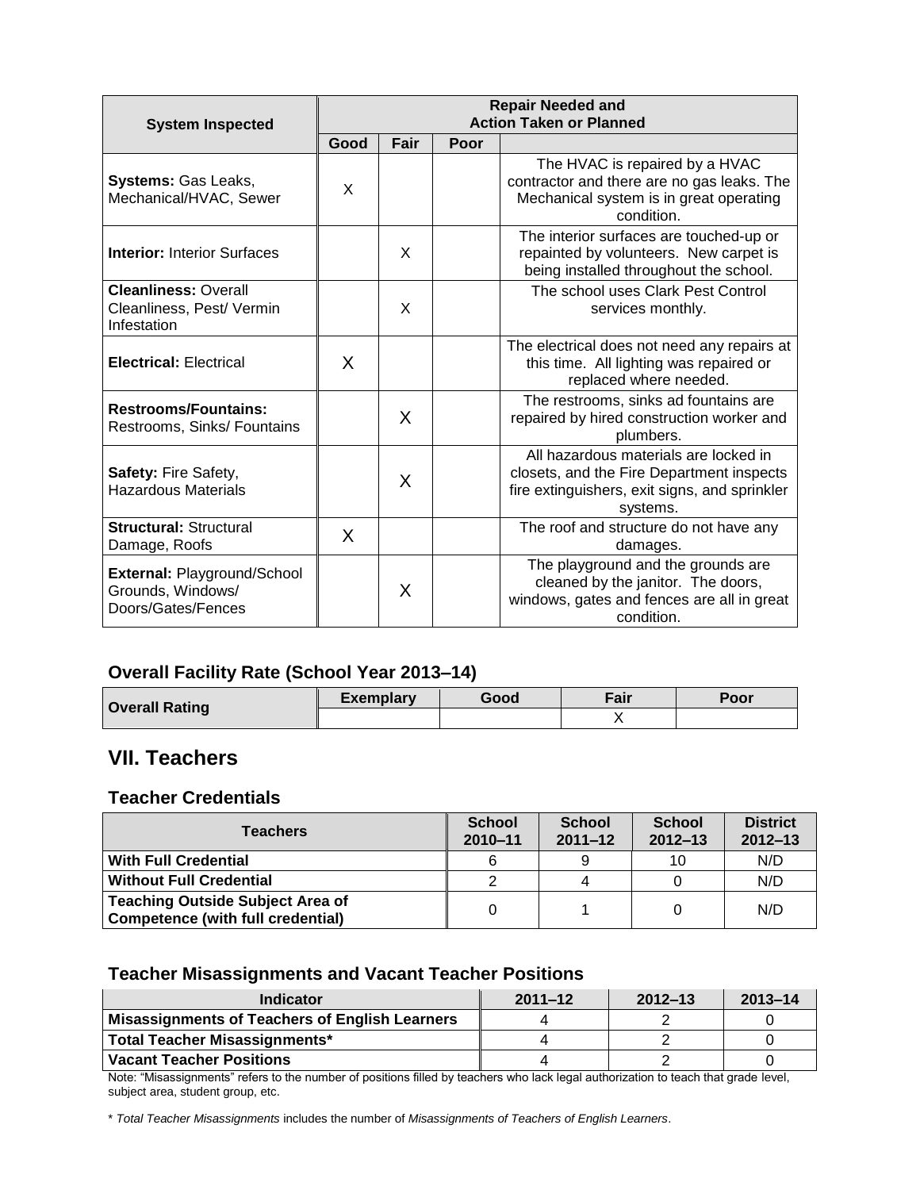| System Inspected | Repair Needed and Action Taken or Planned | | | |
|---|---|---|---|---|
| | Good | Fair | Poor | |
| **Systems:** Gas Leaks, Mechanical/HVAC, Sewer | X | | | The HVAC is repaired by a HVAC contractor and there are no gas leaks. The Mechanical system is in great operating condition. |
| **Interior:** Interior Surfaces | | X | | The interior surfaces are touched-up or repainted by volunteers. New carpet is being installed throughout the school. |
| **Cleanliness:** Overall Cleanliness, Pest/ Vermin Infestation | | X | | The school uses Clark Pest Control services monthly. |
| **Electrical:** Electrical | X | | | The electrical does not need any repairs at this time. All lighting was repaired or replaced where needed. |
| **Restrooms/Fountains:** Restrooms, Sinks/ Fountains | | X | | The restrooms, sinks ad fountains are repaired by hired construction worker and plumbers. |
| **Safety:** Fire Safety, Hazardous Materials | | X | | All hazardous materials are locked in closets, and the Fire Department inspects fire extinguishers, exit signs, and sprinkler systems. |
| **Structural:** Structural Damage, Roofs | X | | | The roof and structure do not have any damages. |
| **External:** Playground/School Grounds, Windows/ Doors/Gates/Fences | | X | | The playground and the grounds are cleaned by the janitor. The doors, windows, gates and fences are all in great condition. |

### Overall Facility Rate (School Year 2013–14)

| Overall Rating | Exemplary | Good | Fair | Poor |
|---|---|---|---|---|
| | | | X | |

## VII. Teachers

### Teacher Credentials

| Teachers | School 2010–11 | School 2011–12 | School 2012–13 | District 2012–13 |
|---|---|---|---|---|
| **With Full Credential** | 6 | 9 | 10 | N/D |
| **Without Full Credential** | 2 | 4 | 0 | N/D |
| **Teaching Outside Subject Area of Competence (with full credential)** | 0 | 1 | 0 | N/D |

### Teacher Misassignments and Vacant Teacher Positions

| Indicator | 2011–12 | 2012–13 | 2013–14 |
|---|---|---|---|
| **Misassignments of Teachers of English Learners** | 4 | 2 | 0 |
| **Total Teacher Misassignments*** | 4 | 2 | 0 |
| **Vacant Teacher Positions** | 4 | 2 | 0 |

Note: "Misassignments" refers to the number of positions filled by teachers who lack legal authorization to teach that grade level, subject area, student group, etc.

* *Total Teacher Misassignments* includes the number of *Misassignments of Teachers of English Learners*.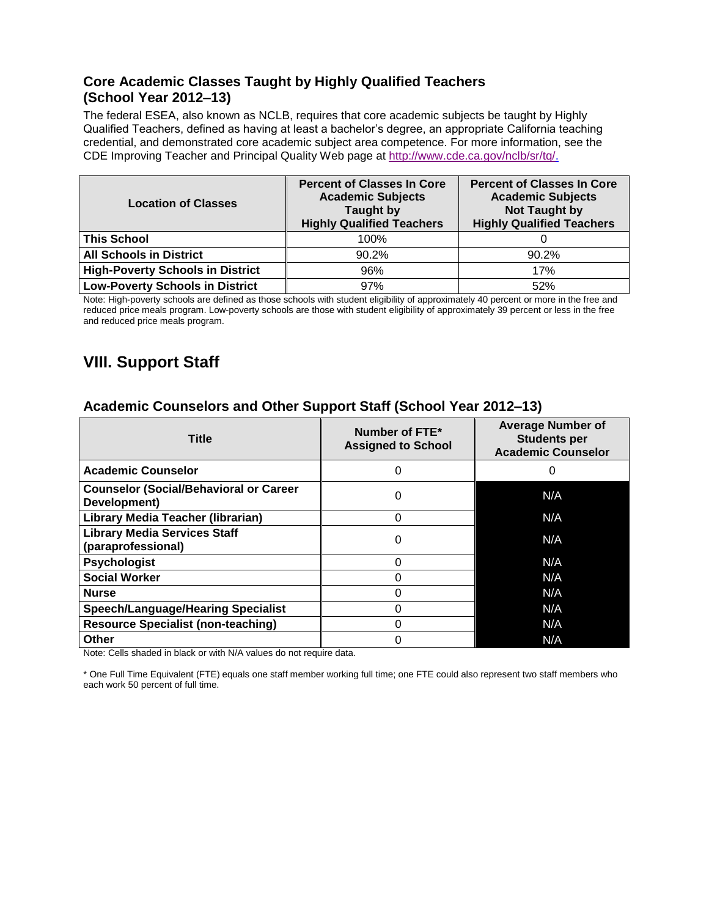### Core Academic Classes Taught by Highly Qualified Teachers (School Year 2012–13)

The federal ESEA, also known as NCLB, requires that core academic subjects be taught by Highly Qualified Teachers, defined as having at least a bachelor's degree, an appropriate California teaching credential, and demonstrated core academic subject area competence. For more information, see the CDE Improving Teacher and Principal Quality Web page at http://www.cde.ca.gov/nclb/sr/tq/.

| Location of Classes | Percent of Classes In Core Academic Subjects Taught by Highly Qualified Teachers | Percent of Classes In Core Academic Subjects Not Taught by Highly Qualified Teachers |
|---|---|---|
| **This School** | 100% | 0 |
| **All Schools in District** | 90.2% | 90.2% |
| **High-Poverty Schools in District** | 96% | 17% |
| **Low-Poverty Schools in District** | 97% | 52% |

Note: High-poverty schools are defined as those schools with student eligibility of approximately 40 percent or more in the free and reduced price meals program. Low-poverty schools are those with student eligibility of approximately 39 percent or less in the free and reduced price meals program.

## VIII. Support Staff

### Academic Counselors and Other Support Staff (School Year 2012–13)

| Title | Number of FTE* Assigned to School | Average Number of Students per Academic Counselor |
|---|---|---|
| **Academic Counselor** | 0 | 0 |
| **Counselor (Social/Behavioral or Career Development)** | 0 | N/A |
| **Library Media Teacher (librarian)** | 0 | N/A |
| **Library Media Services Staff (paraprofessional)** | 0 | N/A |
| **Psychologist** | 0 | N/A |
| **Social Worker** | 0 | N/A |
| **Nurse** | 0 | N/A |
| **Speech/Language/Hearing Specialist** | 0 | N/A |
| **Resource Specialist (non-teaching)** | 0 | N/A |
| **Other** | 0 | N/A |

Note: Cells shaded in black or with N/A values do not require data.

* One Full Time Equivalent (FTE) equals one staff member working full time; one FTE could also represent two staff members who each work 50 percent of full time.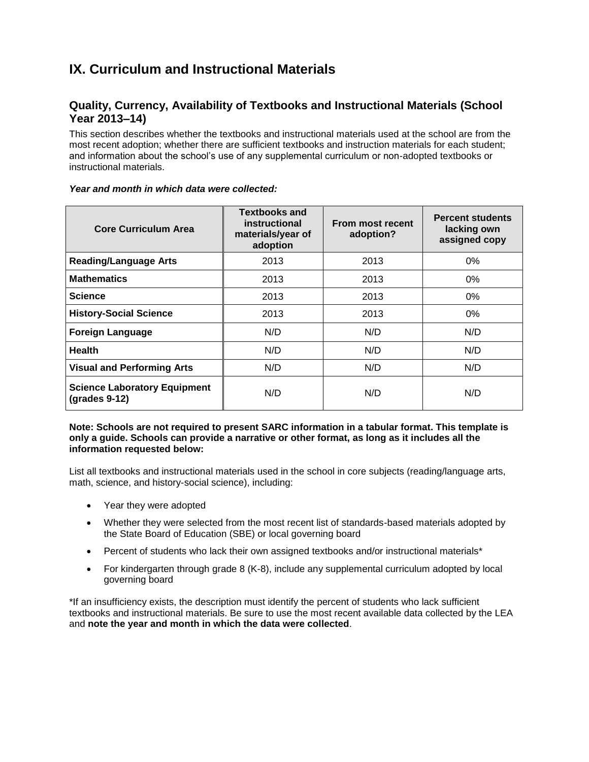# IX. Curriculum and Instructional Materials

## Quality, Currency, Availability of Textbooks and Instructional Materials (School Year 2013–14)

This section describes whether the textbooks and instructional materials used at the school are from the most recent adoption; whether there are sufficient textbooks and instruction materials for each student; and information about the school's use of any supplemental curriculum or non-adopted textbooks or instructional materials.

***Year and month in which data were collected:***

| Core Curriculum Area | Textbooks and instructional materials/year of adoption | From most recent adoption? | Percent students lacking own assigned copy |
|---|---|---|---|
| **Reading/Language Arts** | 2013 | 2013 | 0% |
| **Mathematics** | 2013 | 2013 | 0% |
| **Science** | 2013 | 2013 | 0% |
| **History-Social Science** | 2013 | 2013 | 0% |
| **Foreign Language** | N/D | N/D | N/D |
| **Health** | N/D | N/D | N/D |
| **Visual and Performing Arts** | N/D | N/D | N/D |
| **Science Laboratory Equipment (grades 9-12)** | N/D | N/D | N/D |

**Note: Schools are not required to present SARC information in a tabular format. This template is only a guide. Schools can provide a narrative or other format, as long as it includes all the information requested below:**

List all textbooks and instructional materials used in the school in core subjects (reading/language arts, math, science, and history-social science), including:

- Year they were adopted
- Whether they were selected from the most recent list of standards-based materials adopted by the State Board of Education (SBE) or local governing board
- Percent of students who lack their own assigned textbooks and/or instructional materials*
- For kindergarten through grade 8 (K-8), include any supplemental curriculum adopted by local governing board

*If an insufficiency exists, the description must identify the percent of students who lack sufficient textbooks and instructional materials. Be sure to use the most recent available data collected by the LEA and **note the year and month in which the data were collected**.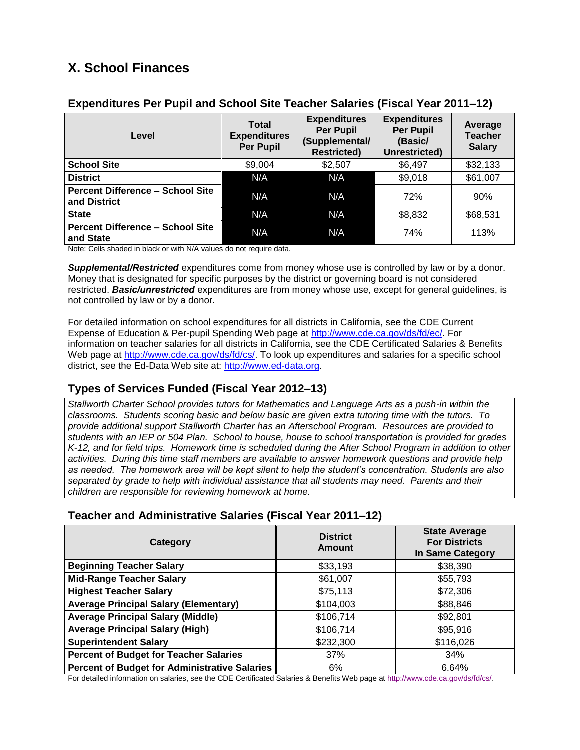## X. School Finances

### Expenditures Per Pupil and School Site Teacher Salaries (Fiscal Year 2011–12)

| Level | Total Expenditures Per Pupil | Expenditures Per Pupil (Supplemental/ Restricted) | Expenditures Per Pupil (Basic/ Unrestricted) | Average Teacher Salary |
|---|---|---|---|---|
| **School Site** | $9,004 | $2,507 | $6,497 | $32,133 |
| **District** | N/A | N/A | $9,018 | $61,007 |
| **Percent Difference – School Site and District** | N/A | N/A | 72% | 90% |
| **State** | N/A | N/A | $8,832 | $68,531 |
| **Percent Difference – School Site and State** | N/A | N/A | 74% | 113% |

Note: Cells shaded in black or with N/A values do not require data.

***Supplemental/Restricted*** expenditures come from money whose use is controlled by law or by a donor. Money that is designated for specific purposes by the district or governing board is not considered restricted. ***Basic/unrestricted*** expenditures are from money whose use, except for general guidelines, is not controlled by law or by a donor.

For detailed information on school expenditures for all districts in California, see the CDE Current Expense of Education & Per-pupil Spending Web page at http://www.cde.ca.gov/ds/fd/ec/. For information on teacher salaries for all districts in California, see the CDE Certificated Salaries & Benefits Web page at http://www.cde.ca.gov/ds/fd/cs/. To look up expenditures and salaries for a specific school district, see the Ed-Data Web site at: http://www.ed-data.org.

### Types of Services Funded (Fiscal Year 2012–13)

*Stallworth Charter School provides tutors for Mathematics and Language Arts as a push-in within the classrooms. Students scoring basic and below basic are given extra tutoring time with the tutors. To provide additional support Stallworth Charter has an Afterschool Program. Resources are provided to students with an IEP or 504 Plan. School to house, house to school transportation is provided for grades K-12, and for field trips. Homework time is scheduled during the After School Program in addition to other activities. During this time staff members are available to answer homework questions and provide help as needed. The homework area will be kept silent to help the student's concentration. Students are also separated by grade to help with individual assistance that all students may need. Parents and their children are responsible for reviewing homework at home.*

### Teacher and Administrative Salaries (Fiscal Year 2011–12)

| Category | District Amount | State Average For Districts In Same Category |
|---|---|---|
| **Beginning Teacher Salary** | $33,193 | $38,390 |
| **Mid-Range Teacher Salary** | $61,007 | $55,793 |
| **Highest Teacher Salary** | $75,113 | $72,306 |
| **Average Principal Salary (Elementary)** | $104,003 | $88,846 |
| **Average Principal Salary (Middle)** | $106,714 | $92,801 |
| **Average Principal Salary (High)** | $106,714 | $95,916 |
| **Superintendent Salary** | $232,300 | $116,026 |
| **Percent of Budget for Teacher Salaries** | 37% | 34% |
| **Percent of Budget for Administrative Salaries** | 6% | 6.64% |

For detailed information on salaries, see the CDE Certificated Salaries & Benefits Web page at http://www.cde.ca.gov/ds/fd/cs/.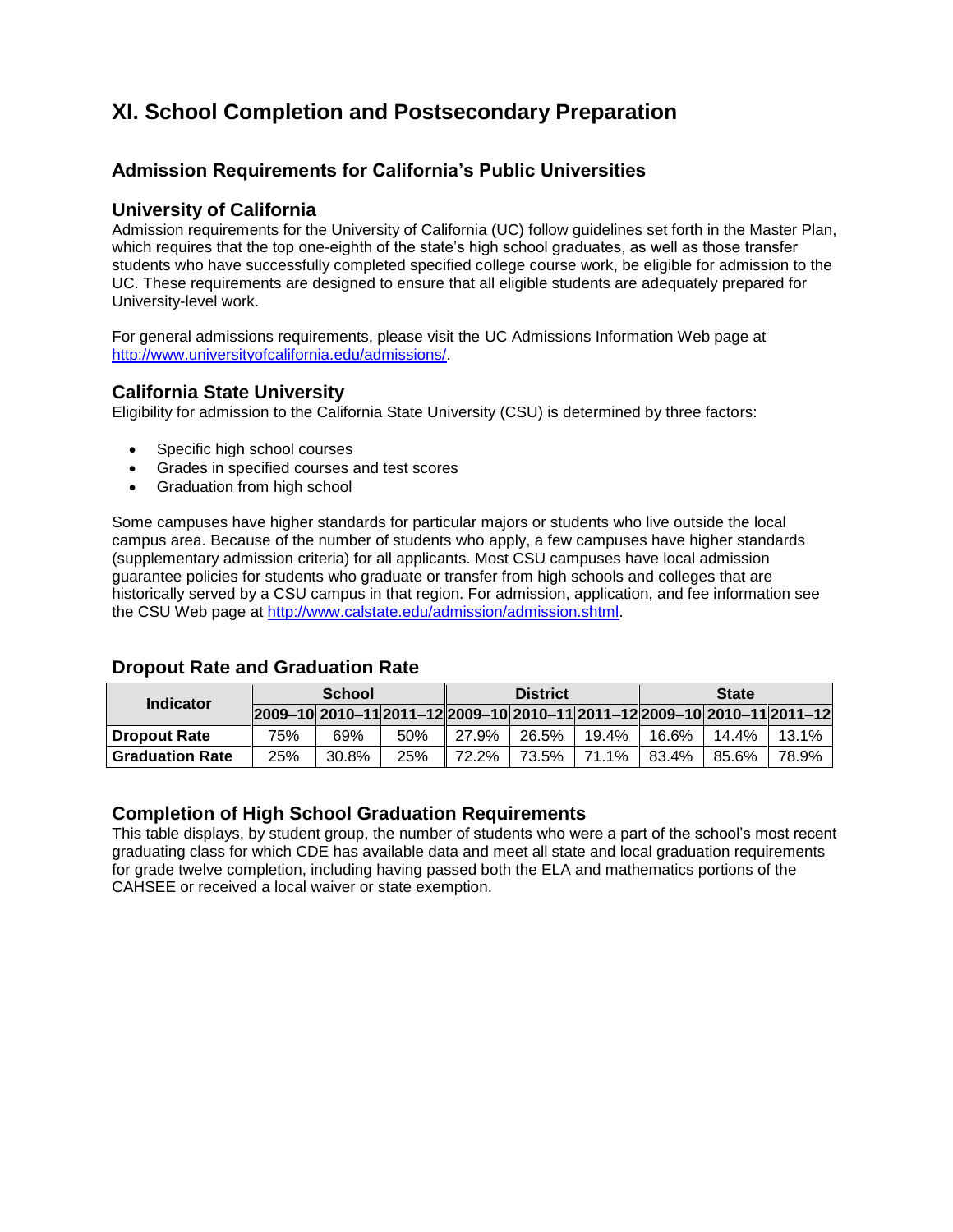# XI. School Completion and Postsecondary Preparation

## Admission Requirements for California's Public Universities

### University of California

Admission requirements for the University of California (UC) follow guidelines set forth in the Master Plan, which requires that the top one-eighth of the state's high school graduates, as well as those transfer students who have successfully completed specified college course work, be eligible for admission to the UC. These requirements are designed to ensure that all eligible students are adequately prepared for University-level work.

For general admissions requirements, please visit the UC Admissions Information Web page at http://www.universityofcalifornia.edu/admissions/.

### California State University

Eligibility for admission to the California State University (CSU) is determined by three factors:

- Specific high school courses
- Grades in specified courses and test scores
- Graduation from high school

Some campuses have higher standards for particular majors or students who live outside the local campus area. Because of the number of students who apply, a few campuses have higher standards (supplementary admission criteria) for all applicants. Most CSU campuses have local admission guarantee policies for students who graduate or transfer from high schools and colleges that are historically served by a CSU campus in that region. For admission, application, and fee information see the CSU Web page at http://www.calstate.edu/admission/admission.shtml.

## Dropout Rate and Graduation Rate

| Indicator | School | | | District | | | State | | |
|---|---|---|---|---|---|---|---|---|---|
| | 2009–10 | 2010–11 | 2011–12 | 2009–10 | 2010–11 | 2011–12 | 2009–10 | 2010–11 | 2011–12 |
| **Dropout Rate** | 75% | 69% | 50% | 27.9% | 26.5% | 19.4% | 16.6% | 14.4% | 13.1% |
| **Graduation Rate** | 25% | 30.8% | 25% | 72.2% | 73.5% | 71.1% | 83.4% | 85.6% | 78.9% |

## Completion of High School Graduation Requirements

This table displays, by student group, the number of students who were a part of the school's most recent graduating class for which CDE has available data and meet all state and local graduation requirements for grade twelve completion, including having passed both the ELA and mathematics portions of the CAHSEE or received a local waiver or state exemption.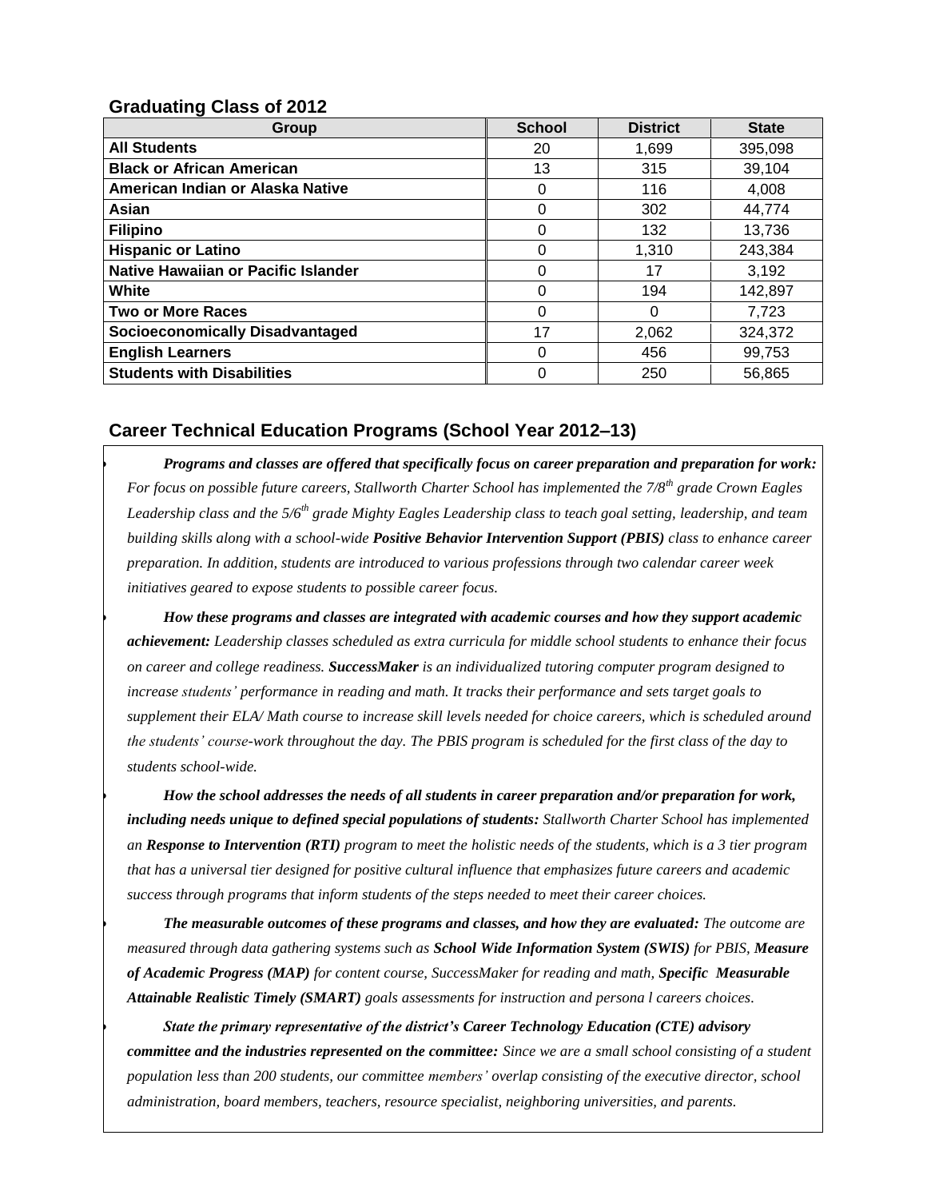## Graduating Class of 2012

| Group | School | District | State |
| --- | --- | --- | --- |
| **All Students** | 20 | 1,699 | 395,098 |
| **Black or African American** | 13 | 315 | 39,104 |
| **American Indian or Alaska Native** | 0 | 116 | 4,008 |
| **Asian** | 0 | 302 | 44,774 |
| **Filipino** | 0 | 132 | 13,736 |
| **Hispanic or Latino** | 0 | 1,310 | 243,384 |
| **Native Hawaiian or Pacific Islander** | 0 | 17 | 3,192 |
| **White** | 0 | 194 | 142,897 |
| **Two or More Races** | 0 | 0 | 7,723 |
| **Socioeconomically Disadvantaged** | 17 | 2,062 | 324,372 |
| **English Learners** | 0 | 456 | 99,753 |
| **Students with Disabilities** | 0 | 250 | 56,865 |

## Career Technical Education Programs (School Year 2012–13)

- ***Programs and classes are offered that specifically focus on career preparation and preparation for work:*** *For focus on possible future careers, Stallworth Charter School has implemented the 7/8th grade Crown Eagles Leadership class and the 5/6th grade Mighty Eagles Leadership class to teach goal setting, leadership, and team building skills along with a school-wide **Positive Behavior Intervention Support (PBIS)** class to enhance career preparation. In addition, students are introduced to various professions through two calendar career week initiatives geared to expose students to possible career focus.*

- ***How these programs and classes are integrated with academic courses and how they support academic achievement:*** *Leadership classes scheduled as extra curricula for middle school students to enhance their focus on career and college readiness. **SuccessMaker** is an individualized tutoring computer program designed to increase students' performance in reading and math. It tracks their performance and sets target goals to supplement their ELA/ Math course to increase skill levels needed for choice careers, which is scheduled around the students' course-work throughout the day. The PBIS program is scheduled for the first class of the day to students school-wide.*

- ***How the school addresses the needs of all students in career preparation and/or preparation for work, including needs unique to defined special populations of students:*** *Stallworth Charter School has implemented an **Response to Intervention (RTI)** program to meet the holistic needs of the students, which is a 3 tier program that has a universal tier designed for positive cultural influence that emphasizes future careers and academic success through programs that inform students of the steps needed to meet their career choices.*

- ***The measurable outcomes of these programs and classes, and how they are evaluated:*** *The outcome are measured through data gathering systems such as **School Wide Information System (SWIS)** for PBIS, **Measure of Academic Progress (MAP)** for content course, SuccessMaker for reading and math, **Specific Measurable Attainable Realistic Timely (SMART)** goals assessments for instruction and persona l careers choices.*

- ***State the primary representative of the district's Career Technology Education (CTE) advisory committee and the industries represented on the committee:*** *Since we are a small school consisting of a student population less than 200 students, our committee members' overlap consisting of the executive director, school administration, board members, teachers, resource specialist, neighboring universities, and parents.*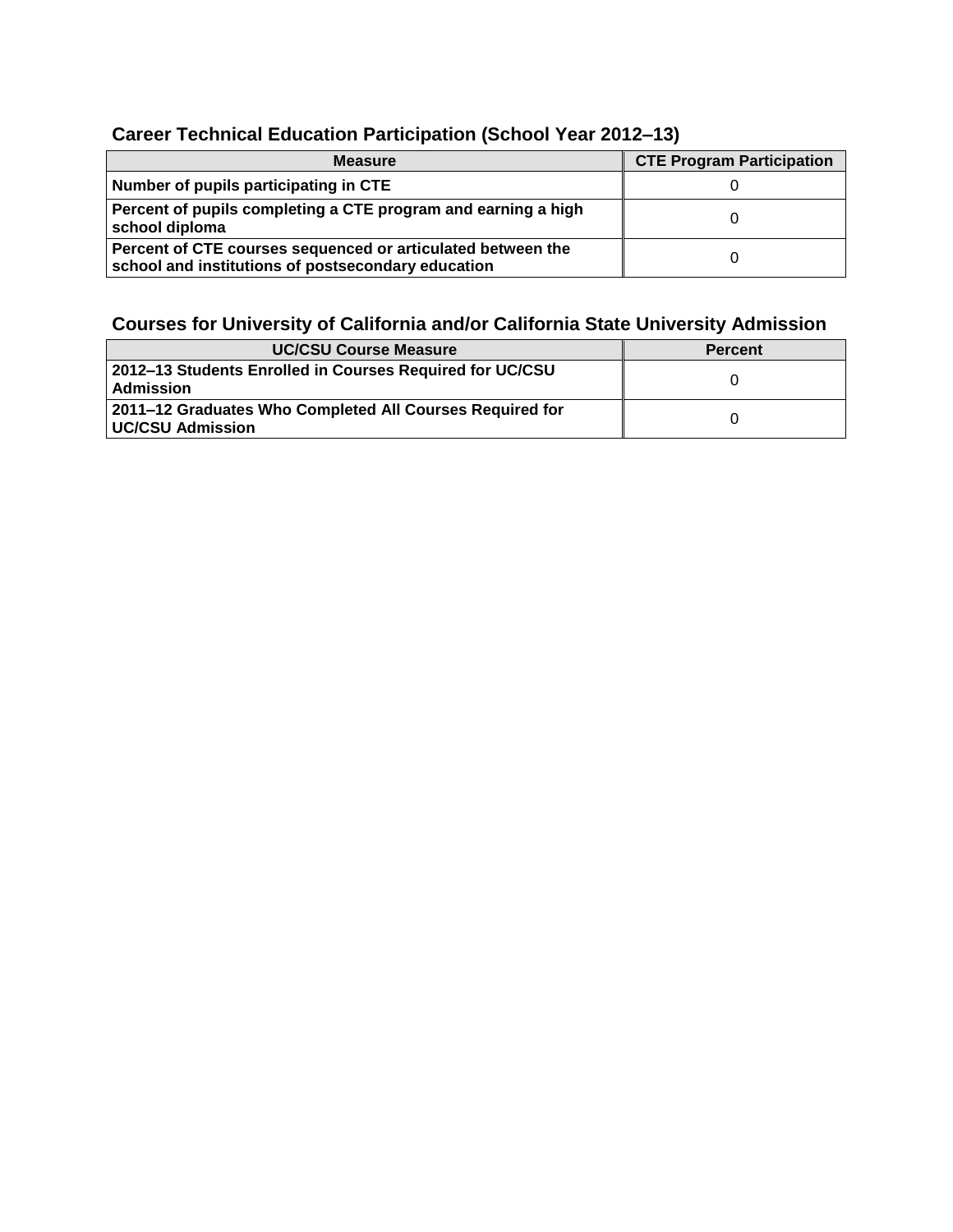## Career Technical Education Participation (School Year 2012–13)

| Measure | CTE Program Participation |
|---|---|
| **Number of pupils participating in CTE** | 0 |
| **Percent of pupils completing a CTE program and earning a high school diploma** | 0 |
| **Percent of CTE courses sequenced or articulated between the school and institutions of postsecondary education** | 0 |

## Courses for University of California and/or California State University Admission

| UC/CSU Course Measure | Percent |
|---|---|
| **2012–13 Students Enrolled in Courses Required for UC/CSU Admission** | 0 |
| **2011–12 Graduates Who Completed All Courses Required for UC/CSU Admission** | 0 |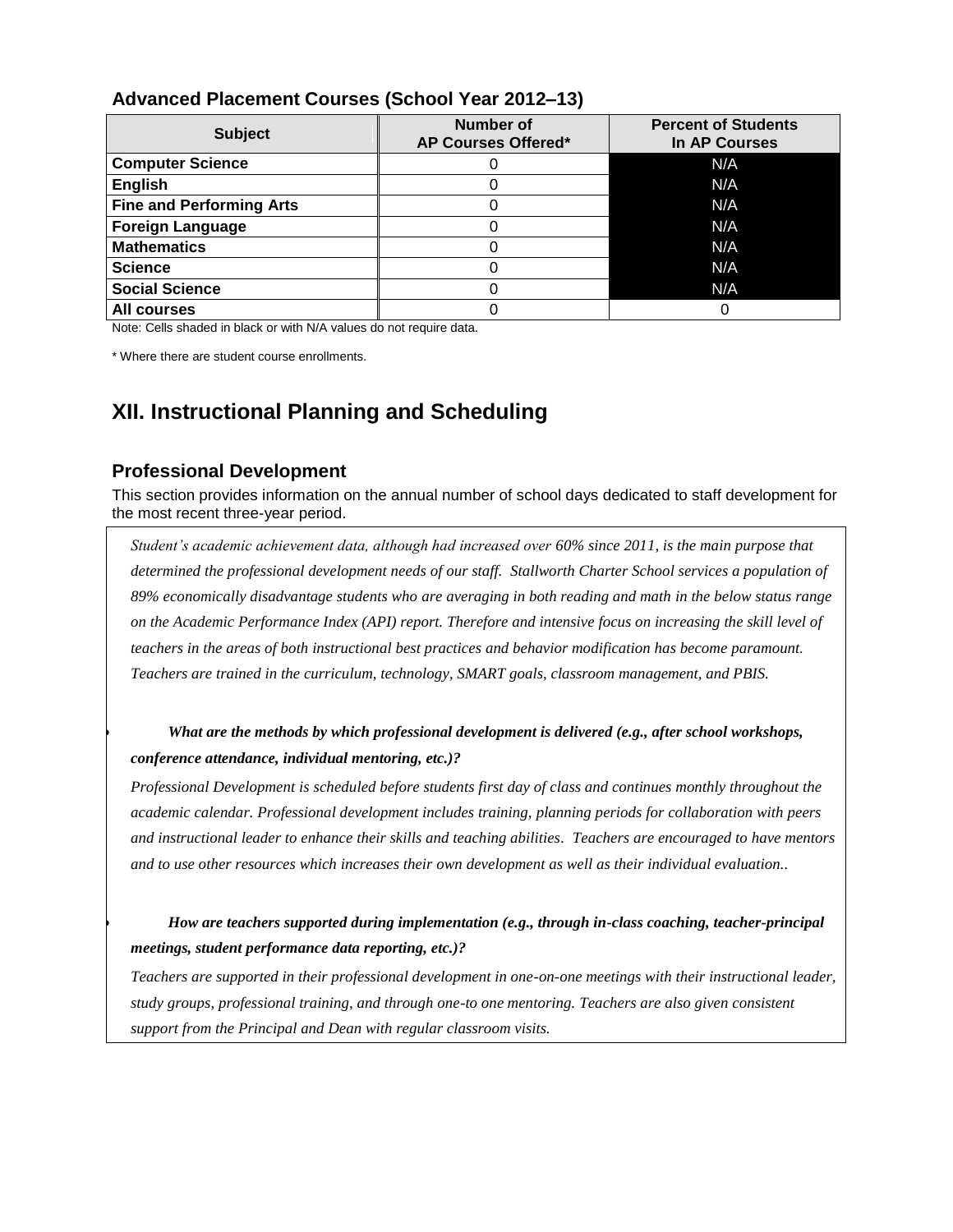### Advanced Placement Courses (School Year 2012–13)

| Subject | Number of AP Courses Offered* | Percent of Students In AP Courses |
|---|---|---|
| **Computer Science** | 0 | N/A |
| **English** | 0 | N/A |
| **Fine and Performing Arts** | 0 | N/A |
| **Foreign Language** | 0 | N/A |
| **Mathematics** | 0 | N/A |
| **Science** | 0 | N/A |
| **Social Science** | 0 | N/A |
| **All courses** | 0 | 0 |

Note: Cells shaded in black or with N/A values do not require data.

* Where there are student course enrollments.

## XII. Instructional Planning and Scheduling

### Professional Development

This section provides information on the annual number of school days dedicated to staff development for the most recent three-year period.

*Student's academic achievement data, although had increased over 60% since 2011, is the main purpose that determined the professional development needs of our staff. Stallworth Charter School services a population of 89% economically disadvantage students who are averaging in both reading and math in the below status range on the Academic Performance Index (API) report. Therefore and intensive focus on increasing the skill level of teachers in the areas of both instructional best practices and behavior modification has become paramount. Teachers are trained in the curriculum, technology, SMART goals, classroom management, and PBIS.*

- ***What are the methods by which professional development is delivered (e.g., after school workshops, conference attendance, individual mentoring, etc.)?***

*Professional Development is scheduled before students first day of class and continues monthly throughout the academic calendar. Professional development includes training, planning periods for collaboration with peers and instructional leader to enhance their skills and teaching abilities. Teachers are encouraged to have mentors and to use other resources which increases their own development as well as their individual evaluation..*

- ***How are teachers supported during implementation (e.g., through in-class coaching, teacher-principal meetings, student performance data reporting, etc.)?***

*Teachers are supported in their professional development in one-on-one meetings with their instructional leader, study groups, professional training, and through one-to one mentoring. Teachers are also given consistent support from the Principal and Dean with regular classroom visits.*